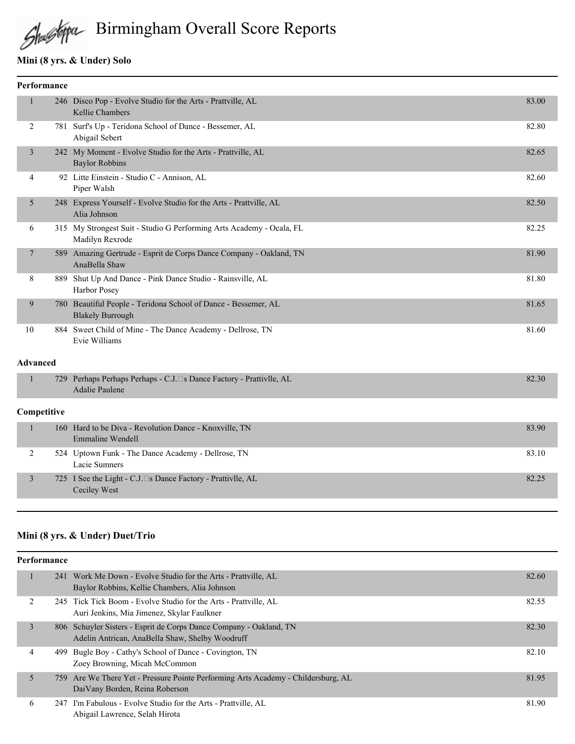# Birmingham Overall Score Reports

## Mini (8 yrs. & Under) Solo

### Performance

| Place | No. | Routine | Score |
|---|---|---|---|
| 1 | 246 | Disco Pop - Evolve Studio for the Arts - Prattville, AL<br>Kellie Chambers | 83.00 |
| 2 | 781 | Surf's Up - Teridona School of Dance - Bessemer, AL<br>Abigail Sebert | 82.80 |
| 3 | 242 | My Moment - Evolve Studio for the Arts - Prattville, AL<br>Baylor Robbins | 82.65 |
| 4 | 92 | Litte Einstein - Studio C - Annison, AL<br>Piper Walsh | 82.60 |
| 5 | 248 | Express Yourself - Evolve Studio for the Arts - Prattville, AL<br>Alia Johnson | 82.50 |
| 6 | 315 | My Strongest Suit - Studio G Performing Arts Academy - Ocala, FL<br>Madilyn Rexrode | 82.25 |
| 7 | 589 | Amazing Gertrude - Esprit de Corps Dance Company - Oakland, TN<br>AnaBella Shaw | 81.90 |
| 8 | 889 | Shut Up And Dance - Pink Dance Studio - Rainsville, AL<br>Harbor Posey | 81.80 |
| 9 | 780 | Beautiful People - Teridona School of Dance - Bessemer, AL<br>Blakely Burrough | 81.65 |
| 10 | 884 | Sweet Child of Mine - The Dance Academy - Dellrose, TN<br>Evie Williams | 81.60 |

### Advanced

| Place | No. | Routine | Score |
|---|---|---|---|
| 1 | 729 | Perhaps Perhaps Perhaps - C.J.s Dance Factory - Prattivlle, AL<br>Adalie Paulene | 82.30 |

### Competitive

| Place | No. | Routine | Score |
|---|---|---|---|
| 1 | 160 | Hard to be Diva - Revolution Dance - Knoxville, TN<br>Emmaline Wendell | 83.90 |
| 2 | 524 | Uptown Funk - The Dance Academy - Dellrose, TN<br>Lacie Sumners | 83.10 |
| 3 | 725 | I See the Light - C.J.s Dance Factory - Prattivlle, AL<br>Ceciley West | 82.25 |

## Mini (8 yrs. & Under) Duet/Trio

### Performance

| Place | No. | Routine | Score |
|---|---|---|---|
| 1 | 241 | Work Me Down - Evolve Studio for the Arts - Prattville, AL<br>Baylor Robbins, Kellie Chambers, Alia Johnson | 82.60 |
| 2 | 245 | Tick Tick Boom - Evolve Studio for the Arts - Prattville, AL<br>Auri Jenkins, Mia Jimenez, Skylar Faulkner | 82.55 |
| 3 | 806 | Schuyler Sisters - Esprit de Corps Dance Company - Oakland, TN<br>Adelin Antrican, AnaBella Shaw, Shelby Woodruff | 82.30 |
| 4 | 499 | Bugle Boy - Cathy's School of Dance - Covington, TN<br>Zoey Browning, Micah McCommon | 82.10 |
| 5 | 759 | Are We There Yet - Pressure Pointe Performing Arts Academy - Childersburg, AL<br>DaiVany Borden, Reina Roberson | 81.95 |
| 6 | 247 | I'm Fabulous - Evolve Studio for the Arts - Prattville, AL<br>Abigail Lawrence, Selah Hirota | 81.90 |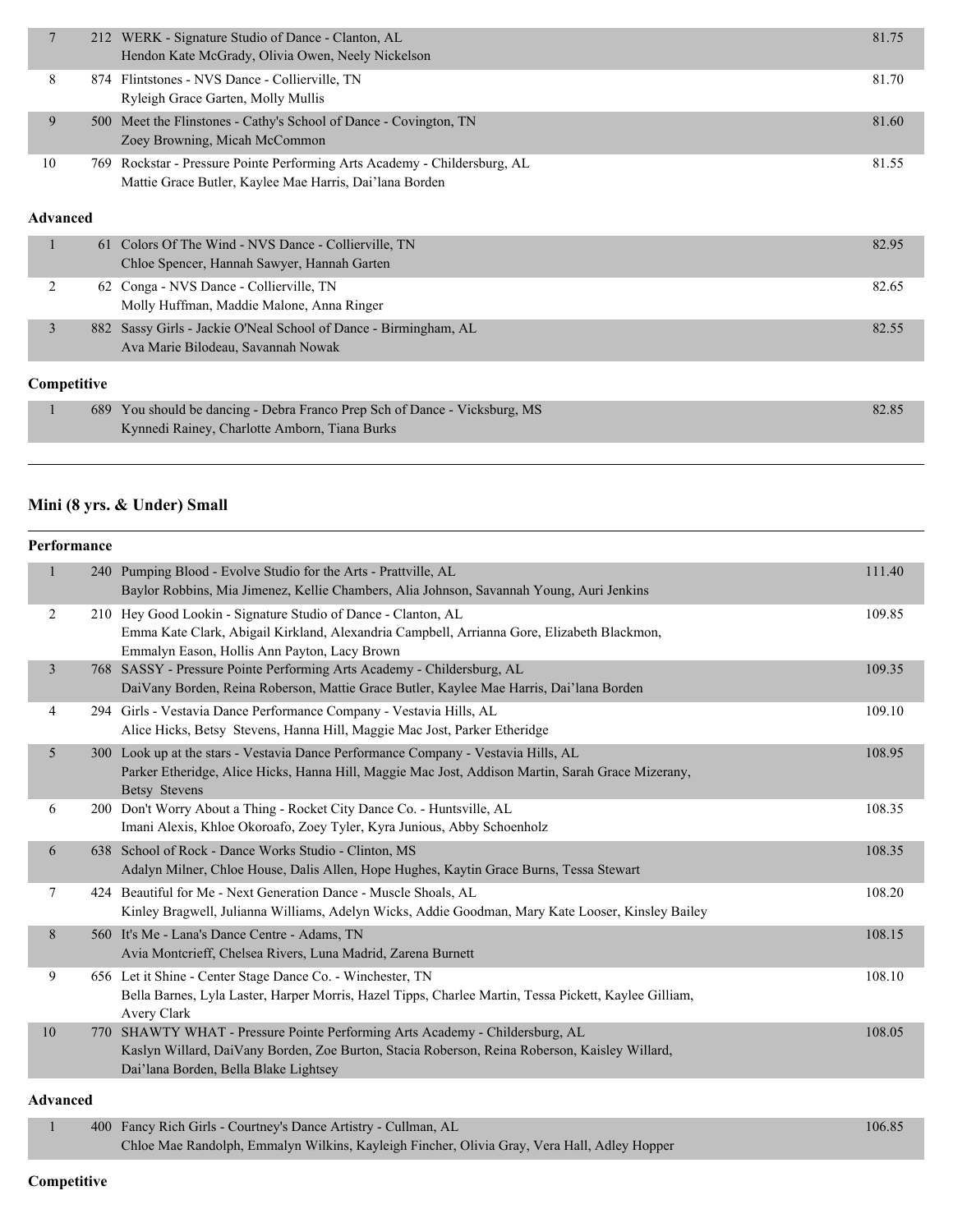| | | | |
|---|---|---|---|
| 7 | 212 | WERK - Signature Studio of Dance - Clanton, AL<br>Hendon Kate McGrady, Olivia Owen, Neely Nickelson | 81.75 |
| 8 | 874 | Flintstones - NVS Dance - Collierville, TN<br>Ryleigh Grace Garten, Molly Mullis | 81.70 |
| 9 | 500 | Meet the Flinstones - Cathy's School of Dance - Covington, TN<br>Zoey Browning, Micah McCommon | 81.60 |
| 10 | 769 | Rockstar - Pressure Pointe Performing Arts Academy - Childersburg, AL<br>Mattie Grace Butler, Kaylee Mae Harris, Dai'lana Borden | 81.55 |

**Advanced**

| | | | |
|---|---|---|---|
| 1 | 61 | Colors Of The Wind - NVS Dance - Collierville, TN<br>Chloe Spencer, Hannah Sawyer, Hannah Garten | 82.95 |
| 2 | 62 | Conga - NVS Dance - Collierville, TN<br>Molly Huffman, Maddie Malone, Anna Ringer | 82.65 |
| 3 | 882 | Sassy Girls - Jackie O'Neal School of Dance - Birmingham, AL<br>Ava Marie Bilodeau, Savannah Nowak | 82.55 |

**Competitive**

| | | | |
|---|---|---|---|
| 1 | 689 | You should be dancing - Debra Franco Prep Sch of Dance - Vicksburg, MS<br>Kynnedi Rainey, Charlotte Amborn, Tiana Burks | 82.85 |

## Mini (8 yrs. & Under) Small

**Performance**

| | | | |
|---|---|---|---|
| 1 | 240 | Pumping Blood - Evolve Studio for the Arts - Prattville, AL<br>Baylor Robbins, Mia Jimenez, Kellie Chambers, Alia Johnson, Savannah Young, Auri Jenkins | 111.40 |
| 2 | 210 | Hey Good Lookin - Signature Studio of Dance - Clanton, AL<br>Emma Kate Clark, Abigail Kirkland, Alexandria Campbell, Arrianna Gore, Elizabeth Blackmon, Emmalyn Eason, Hollis Ann Payton, Lacy Brown | 109.85 |
| 3 | 768 | SASSY - Pressure Pointe Performing Arts Academy - Childersburg, AL<br>DaiVany Borden, Reina Roberson, Mattie Grace Butler, Kaylee Mae Harris, Dai'lana Borden | 109.35 |
| 4 | 294 | Girls - Vestavia Dance Performance Company - Vestavia Hills, AL<br>Alice Hicks, Betsy Stevens, Hanna Hill, Maggie Mac Jost, Parker Etheridge | 109.10 |
| 5 | 300 | Look up at the stars - Vestavia Dance Performance Company - Vestavia Hills, AL<br>Parker Etheridge, Alice Hicks, Hanna Hill, Maggie Mac Jost, Addison Martin, Sarah Grace Mizerany, Betsy Stevens | 108.95 |
| 6 | 200 | Don't Worry About a Thing - Rocket City Dance Co. - Huntsville, AL<br>Imani Alexis, Khloe Okoroafo, Zoey Tyler, Kyra Junious, Abby Schoenholz | 108.35 |
| 6 | 638 | School of Rock - Dance Works Studio - Clinton, MS<br>Adalyn Milner, Chloe House, Dalis Allen, Hope Hughes, Kaytin Grace Burns, Tessa Stewart | 108.35 |
| 7 | 424 | Beautiful for Me - Next Generation Dance - Muscle Shoals, AL<br>Kinley Bragwell, Julianna Williams, Adelyn Wicks, Addie Goodman, Mary Kate Looser, Kinsley Bailey | 108.20 |
| 8 | 560 | It's Me - Lana's Dance Centre - Adams, TN<br>Avia Montcrieff, Chelsea Rivers, Luna Madrid, Zarena Burnett | 108.15 |
| 9 | 656 | Let it Shine - Center Stage Dance Co. - Winchester, TN<br>Bella Barnes, Lyla Laster, Harper Morris, Hazel Tipps, Charlee Martin, Tessa Pickett, Kaylee Gilliam, Avery Clark | 108.10 |
| 10 | 770 | SHAWTY WHAT - Pressure Pointe Performing Arts Academy - Childersburg, AL<br>Kaslyn Willard, DaiVany Borden, Zoe Burton, Stacia Roberson, Reina Roberson, Kaisley Willard, Dai'lana Borden, Bella Blake Lightsey | 108.05 |

**Advanced**

| | | | |
|---|---|---|---|
| 1 | 400 | Fancy Rich Girls - Courtney's Dance Artistry - Cullman, AL<br>Chloe Mae Randolph, Emmalyn Wilkins, Kayleigh Fincher, Olivia Gray, Vera Hall, Adley Hopper | 106.85 |

**Competitive**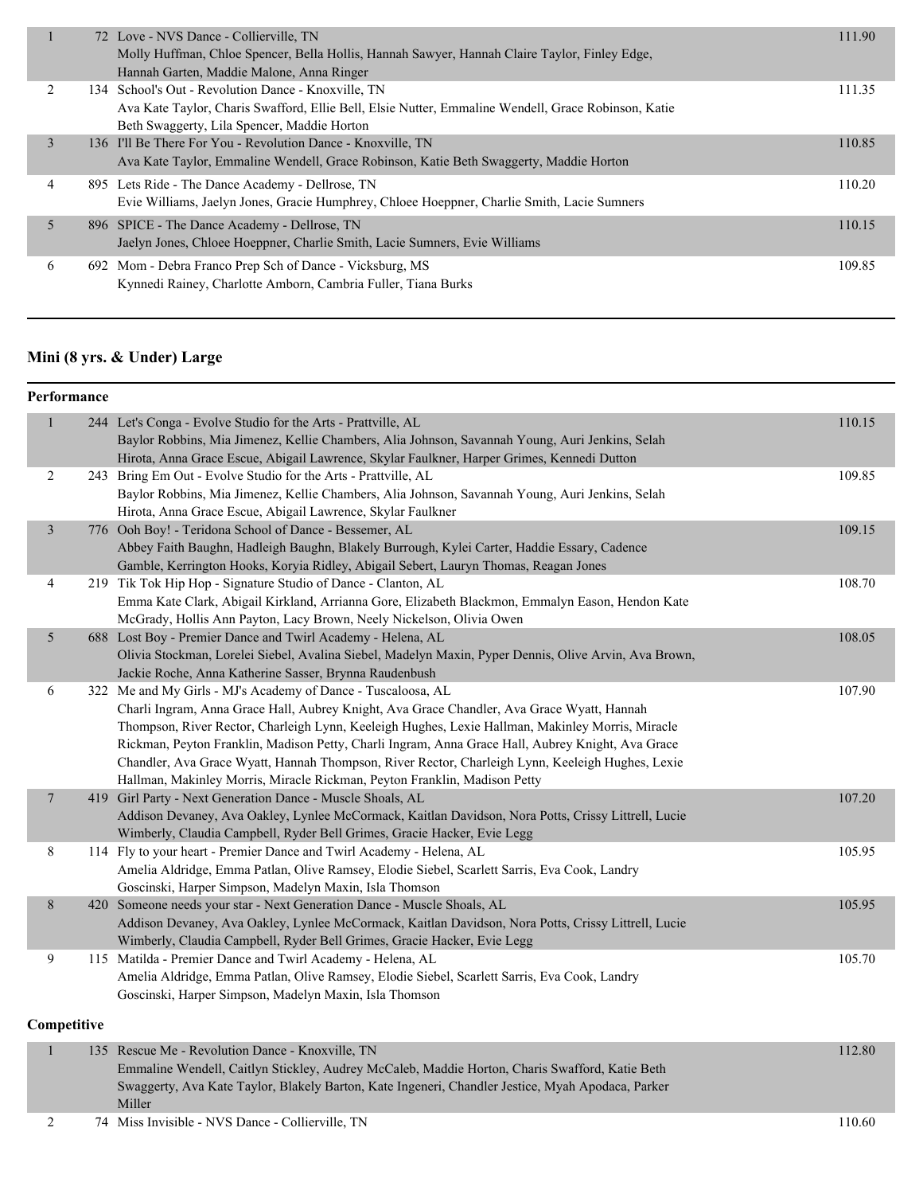| Place | No. | Entry | Score |
|---|---|---|---|
| 1 | 72 | Love - NVS Dance - Collierville, TN<br>Molly Huffman, Chloe Spencer, Bella Hollis, Hannah Sawyer, Hannah Claire Taylor, Finley Edge, Hannah Garten, Maddie Malone, Anna Ringer | 111.90 |
| 2 | 134 | School's Out - Revolution Dance - Knoxville, TN<br>Ava Kate Taylor, Charis Swafford, Ellie Bell, Elsie Nutter, Emmaline Wendell, Grace Robinson, Katie Beth Swaggerty, Lila Spencer, Maddie Horton | 111.35 |
| 3 | 136 | I'll Be There For You - Revolution Dance - Knoxville, TN<br>Ava Kate Taylor, Emmaline Wendell, Grace Robinson, Katie Beth Swaggerty, Maddie Horton | 110.85 |
| 4 | 895 | Lets Ride - The Dance Academy - Dellrose, TN<br>Evie Williams, Jaelyn Jones, Gracie Humphrey, Chloee Hoeppner, Charlie Smith, Lacie Sumners | 110.20 |
| 5 | 896 | SPICE - The Dance Academy - Dellrose, TN<br>Jaelyn Jones, Chloee Hoeppner, Charlie Smith, Lacie Sumners, Evie Williams | 110.15 |
| 6 | 692 | Mom - Debra Franco Prep Sch of Dance - Vicksburg, MS<br>Kynnedi Rainey, Charlotte Amborn, Cambria Fuller, Tiana Burks | 109.85 |

## Mini (8 yrs. & Under) Large

### Performance

| Place | No. | Entry | Score |
|---|---|---|---|
| 1 | 244 | Let's Conga - Evolve Studio for the Arts - Prattville, AL<br>Baylor Robbins, Mia Jimenez, Kellie Chambers, Alia Johnson, Savannah Young, Auri Jenkins, Selah Hirota, Anna Grace Escue, Abigail Lawrence, Skylar Faulkner, Harper Grimes, Kennedi Dutton | 110.15 |
| 2 | 243 | Bring Em Out - Evolve Studio for the Arts - Prattville, AL<br>Baylor Robbins, Mia Jimenez, Kellie Chambers, Alia Johnson, Savannah Young, Auri Jenkins, Selah Hirota, Anna Grace Escue, Abigail Lawrence, Skylar Faulkner | 109.85 |
| 3 | 776 | Ooh Boy! - Teridona School of Dance - Bessemer, AL<br>Abbey Faith Baughn, Hadleigh Baughn, Blakely Burrough, Kylei Carter, Haddie Essary, Cadence Gamble, Kerrington Hooks, Koryia Ridley, Abigail Sebert, Lauryn Thomas, Reagan Jones | 109.15 |
| 4 | 219 | Tik Tok Hip Hop - Signature Studio of Dance - Clanton, AL<br>Emma Kate Clark, Abigail Kirkland, Arrianna Gore, Elizabeth Blackmon, Emmalyn Eason, Hendon Kate McGrady, Hollis Ann Payton, Lacy Brown, Neely Nickelson, Olivia Owen | 108.70 |
| 5 | 688 | Lost Boy - Premier Dance and Twirl Academy - Helena, AL<br>Olivia Stockman, Lorelei Siebel, Avalina Siebel, Madelyn Maxin, Pyper Dennis, Olive Arvin, Ava Brown, Jackie Roche, Anna Katherine Sasser, Brynna Raudenbush | 108.05 |
| 6 | 322 | Me and My Girls - MJ's Academy of Dance - Tuscaloosa, AL<br>Charli Ingram, Anna Grace Hall, Aubrey Knight, Ava Grace Chandler, Ava Grace Wyatt, Hannah Thompson, River Rector, Charleigh Lynn, Keeleigh Hughes, Lexie Hallman, Makinley Morris, Miracle Rickman, Peyton Franklin, Madison Petty, Charli Ingram, Anna Grace Hall, Aubrey Knight, Ava Grace Chandler, Ava Grace Wyatt, Hannah Thompson, River Rector, Charleigh Lynn, Keeleigh Hughes, Lexie Hallman, Makinley Morris, Miracle Rickman, Peyton Franklin, Madison Petty | 107.90 |
| 7 | 419 | Girl Party - Next Generation Dance - Muscle Shoals, AL<br>Addison Devaney, Ava Oakley, Lynlee McCormack, Kaitlan Davidson, Nora Potts, Crissy Littrell, Lucie Wimberly, Claudia Campbell, Ryder Bell Grimes, Gracie Hacker, Evie Legg | 107.20 |
| 8 | 114 | Fly to your heart - Premier Dance and Twirl Academy - Helena, AL<br>Amelia Aldridge, Emma Patlan, Olive Ramsey, Elodie Siebel, Scarlett Sarris, Eva Cook, Landry Goscinski, Harper Simpson, Madelyn Maxin, Isla Thomson | 105.95 |
| 8 | 420 | Someone needs your star - Next Generation Dance - Muscle Shoals, AL<br>Addison Devaney, Ava Oakley, Lynlee McCormack, Kaitlan Davidson, Nora Potts, Crissy Littrell, Lucie Wimberly, Claudia Campbell, Ryder Bell Grimes, Gracie Hacker, Evie Legg | 105.95 |
| 9 | 115 | Matilda - Premier Dance and Twirl Academy - Helena, AL<br>Amelia Aldridge, Emma Patlan, Olive Ramsey, Elodie Siebel, Scarlett Sarris, Eva Cook, Landry Goscinski, Harper Simpson, Madelyn Maxin, Isla Thomson | 105.70 |

### Competitive

| Place | No. | Entry | Score |
|---|---|---|---|
| 1 | 135 | Rescue Me - Revolution Dance - Knoxville, TN<br>Emmaline Wendell, Caitlyn Stickley, Audrey McCaleb, Maddie Horton, Charis Swafford, Katie Beth Swaggerty, Ava Kate Taylor, Blakely Barton, Kate Ingeneri, Chandler Jestice, Myah Apodaca, Parker Miller | 112.80 |
| 2 | 74 | Miss Invisible - NVS Dance - Collierville, TN | 110.60 |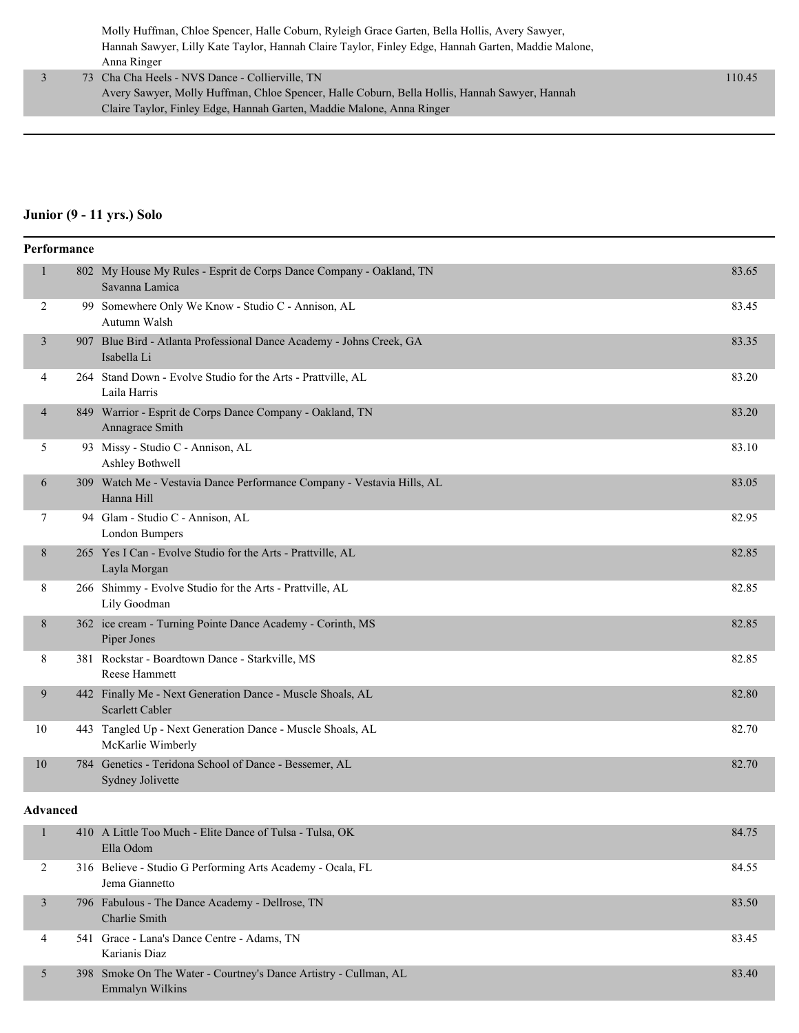| | | | |
|---|---|---|---|
| | | Molly Huffman, Chloe Spencer, Halle Coburn, Ryleigh Grace Garten, Bella Hollis, Avery Sawyer, Hannah Sawyer, Lilly Kate Taylor, Hannah Claire Taylor, Finley Edge, Hannah Garten, Maddie Malone, Anna Ringer | |
| 3 | 73 | Cha Cha Heels - NVS Dance - Collierville, TN<br>Avery Sawyer, Molly Huffman, Chloe Spencer, Halle Coburn, Bella Hollis, Hannah Sawyer, Hannah Claire Taylor, Finley Edge, Hannah Garten, Maddie Malone, Anna Ringer | 110.45 |

## Junior (9 - 11 yrs.) Solo

### Performance

| | | | |
|---|---|---|---|
| 1 | 802 | My House My Rules - Esprit de Corps Dance Company - Oakland, TN<br>Savanna Lamica | 83.65 |
| 2 | 99 | Somewhere Only We Know - Studio C - Annison, AL<br>Autumn Walsh | 83.45 |
| 3 | 907 | Blue Bird - Atlanta Professional Dance Academy - Johns Creek, GA<br>Isabella Li | 83.35 |
| 4 | 264 | Stand Down - Evolve Studio for the Arts - Prattville, AL<br>Laila Harris | 83.20 |
| 4 | 849 | Warrior - Esprit de Corps Dance Company - Oakland, TN<br>Annagrace Smith | 83.20 |
| 5 | 93 | Missy - Studio C - Annison, AL<br>Ashley Bothwell | 83.10 |
| 6 | 309 | Watch Me - Vestavia Dance Performance Company - Vestavia Hills, AL<br>Hanna Hill | 83.05 |
| 7 | 94 | Glam - Studio C - Annison, AL<br>London Bumpers | 82.95 |
| 8 | 265 | Yes I Can - Evolve Studio for the Arts - Prattville, AL<br>Layla Morgan | 82.85 |
| 8 | 266 | Shimmy - Evolve Studio for the Arts - Prattville, AL<br>Lily Goodman | 82.85 |
| 8 | 362 | ice cream - Turning Pointe Dance Academy - Corinth, MS<br>Piper Jones | 82.85 |
| 8 | 381 | Rockstar - Boardtown Dance - Starkville, MS<br>Reese Hammett | 82.85 |
| 9 | 442 | Finally Me - Next Generation Dance - Muscle Shoals, AL<br>Scarlett Cabler | 82.80 |
| 10 | 443 | Tangled Up - Next Generation Dance - Muscle Shoals, AL<br>McKarlie Wimberly | 82.70 |
| 10 | 784 | Genetics - Teridona School of Dance - Bessemer, AL<br>Sydney Jolivette | 82.70 |

### Advanced

| | | | |
|---|---|---|---|
| 1 | 410 | A Little Too Much - Elite Dance of Tulsa - Tulsa, OK<br>Ella Odom | 84.75 |
| 2 | 316 | Believe - Studio G Performing Arts Academy - Ocala, FL<br>Jema Giannetto | 84.55 |
| 3 | 796 | Fabulous - The Dance Academy - Dellrose, TN<br>Charlie Smith | 83.50 |
| 4 | 541 | Grace - Lana's Dance Centre - Adams, TN<br>Karianis Diaz | 83.45 |
| 5 | 398 | Smoke On The Water - Courtney's Dance Artistry - Cullman, AL<br>Emmalyn Wilkins | 83.40 |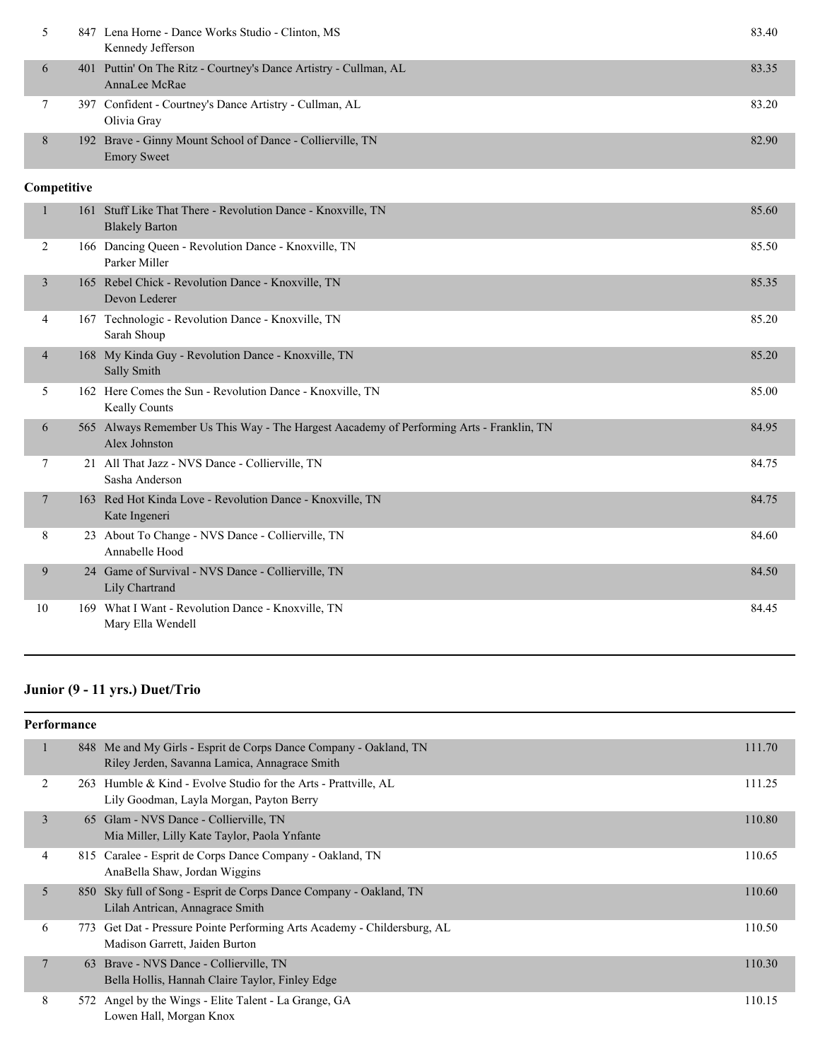| Place | No. | Routine / Dancer(s) | Score |
|---|---|---|---|
| 5 | 847 | Lena Horne - Dance Works Studio - Clinton, MS<br>Kennedy Jefferson | 83.40 |
| 6 | 401 | Puttin' On The Ritz - Courtney's Dance Artistry - Cullman, AL<br>AnnaLee McRae | 83.35 |
| 7 | 397 | Confident - Courtney's Dance Artistry - Cullman, AL<br>Olivia Gray | 83.20 |
| 8 | 192 | Brave - Ginny Mount School of Dance - Collierville, TN<br>Emory Sweet | 82.90 |

**Competitive**

| Place | No. | Routine / Dancer(s) | Score |
|---|---|---|---|
| 1 | 161 | Stuff Like That There - Revolution Dance - Knoxville, TN<br>Blakely Barton | 85.60 |
| 2 | 166 | Dancing Queen - Revolution Dance - Knoxville, TN<br>Parker Miller | 85.50 |
| 3 | 165 | Rebel Chick - Revolution Dance - Knoxville, TN<br>Devon Lederer | 85.35 |
| 4 | 167 | Technologic - Revolution Dance - Knoxville, TN<br>Sarah Shoup | 85.20 |
| 4 | 168 | My Kinda Guy - Revolution Dance - Knoxville, TN<br>Sally Smith | 85.20 |
| 5 | 162 | Here Comes the Sun - Revolution Dance - Knoxville, TN<br>Keally Counts | 85.00 |
| 6 | 565 | Always Remember Us This Way - The Hargest Aacademy of Performing Arts - Franklin, TN<br>Alex Johnston | 84.95 |
| 7 | 21 | All That Jazz - NVS Dance - Collierville, TN<br>Sasha Anderson | 84.75 |
| 7 | 163 | Red Hot Kinda Love - Revolution Dance - Knoxville, TN<br>Kate Ingeneri | 84.75 |
| 8 | 23 | About To Change - NVS Dance - Collierville, TN<br>Annabelle Hood | 84.60 |
| 9 | 24 | Game of Survival - NVS Dance - Collierville, TN<br>Lily Chartrand | 84.50 |
| 10 | 169 | What I Want - Revolution Dance - Knoxville, TN<br>Mary Ella Wendell | 84.45 |

## Junior (9 - 11 yrs.) Duet/Trio

**Performance**

| Place | No. | Routine / Dancer(s) | Score |
|---|---|---|---|
| 1 | 848 | Me and My Girls - Esprit de Corps Dance Company - Oakland, TN<br>Riley Jerden, Savanna Lamica, Annagrace Smith | 111.70 |
| 2 | 263 | Humble & Kind - Evolve Studio for the Arts - Prattville, AL<br>Lily Goodman, Layla Morgan, Payton Berry | 111.25 |
| 3 | 65 | Glam - NVS Dance - Collierville, TN<br>Mia Miller, Lilly Kate Taylor, Paola Ynfante | 110.80 |
| 4 | 815 | Caralee - Esprit de Corps Dance Company - Oakland, TN<br>AnaBella Shaw, Jordan Wiggins | 110.65 |
| 5 | 850 | Sky full of Song - Esprit de Corps Dance Company - Oakland, TN<br>Lilah Antrican, Annagrace Smith | 110.60 |
| 6 | 773 | Get Dat - Pressure Pointe Performing Arts Academy - Childersburg, AL<br>Madison Garrett, Jaiden Burton | 110.50 |
| 7 | 63 | Brave - NVS Dance - Collierville, TN<br>Bella Hollis, Hannah Claire Taylor, Finley Edge | 110.30 |
| 8 | 572 | Angel by the Wings - Elite Talent - La Grange, GA<br>Lowen Hall, Morgan Knox | 110.15 |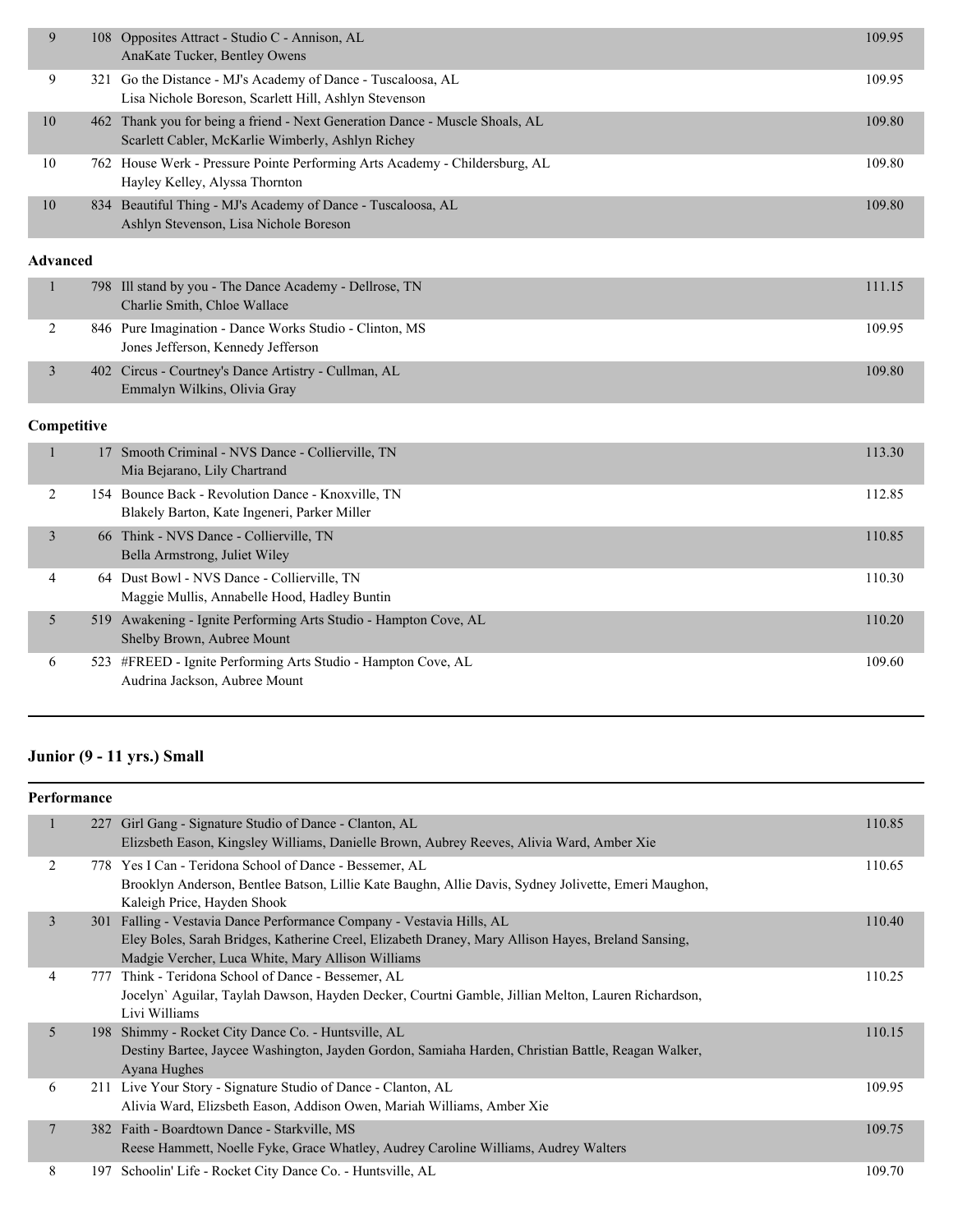| | | | |
|---|---|---|---|
| 9 | 108 | Opposites Attract - Studio C - Annison, AL<br>AnaKate Tucker, Bentley Owens | 109.95 |
| 9 | 321 | Go the Distance - MJ's Academy of Dance - Tuscaloosa, AL<br>Lisa Nichole Boreson, Scarlett Hill, Ashlyn Stevenson | 109.95 |
| 10 | 462 | Thank you for being a friend - Next Generation Dance - Muscle Shoals, AL<br>Scarlett Cabler, McKarlie Wimberly, Ashlyn Richey | 109.80 |
| 10 | 762 | House Werk - Pressure Pointe Performing Arts Academy - Childersburg, AL<br>Hayley Kelley, Alyssa Thornton | 109.80 |
| 10 | 834 | Beautiful Thing - MJ's Academy of Dance - Tuscaloosa, AL<br>Ashlyn Stevenson, Lisa Nichole Boreson | 109.80 |

**Advanced**

| | | | |
|---|---|---|---|
| 1 | 798 | Ill stand by you - The Dance Academy - Dellrose, TN<br>Charlie Smith, Chloe Wallace | 111.15 |
| 2 | 846 | Pure Imagination - Dance Works Studio - Clinton, MS<br>Jones Jefferson, Kennedy Jefferson | 109.95 |
| 3 | 402 | Circus - Courtney's Dance Artistry - Cullman, AL<br>Emmalyn Wilkins, Olivia Gray | 109.80 |

**Competitive**

| | | | |
|---|---|---|---|
| 1 | 17 | Smooth Criminal - NVS Dance - Collierville, TN<br>Mia Bejarano, Lily Chartrand | 113.30 |
| 2 | 154 | Bounce Back - Revolution Dance - Knoxville, TN<br>Blakely Barton, Kate Ingeneri, Parker Miller | 112.85 |
| 3 | 66 | Think - NVS Dance - Collierville, TN<br>Bella Armstrong, Juliet Wiley | 110.85 |
| 4 | 64 | Dust Bowl - NVS Dance - Collierville, TN<br>Maggie Mullis, Annabelle Hood, Hadley Buntin | 110.30 |
| 5 | 519 | Awakening - Ignite Performing Arts Studio - Hampton Cove, AL<br>Shelby Brown, Aubree Mount | 110.20 |
| 6 | 523 | #FREED - Ignite Performing Arts Studio - Hampton Cove, AL<br>Audrina Jackson, Aubree Mount | 109.60 |

## Junior (9 - 11 yrs.) Small

**Performance**

| | | | |
|---|---|---|---|
| 1 | 227 | Girl Gang - Signature Studio of Dance - Clanton, AL<br>Elizsbeth Eason, Kingsley Williams, Danielle Brown, Aubrey Reeves, Alivia Ward, Amber Xie | 110.85 |
| 2 | 778 | Yes I Can - Teridona School of Dance - Bessemer, AL<br>Brooklyn Anderson, Bentlee Batson, Lillie Kate Baughn, Allie Davis, Sydney Jolivette, Emeri Maughon, Kaleigh Price, Hayden Shook | 110.65 |
| 3 | 301 | Falling - Vestavia Dance Performance Company - Vestavia Hills, AL<br>Eley Boles, Sarah Bridges, Katherine Creel, Elizabeth Draney, Mary Allison Hayes, Breland Sansing, Madgie Vercher, Luca White, Mary Allison Williams | 110.40 |
| 4 | 777 | Think - Teridona School of Dance - Bessemer, AL<br>Jocelyn` Aguilar, Taylah Dawson, Hayden Decker, Courtni Gamble, Jillian Melton, Lauren Richardson, Livi Williams | 110.25 |
| 5 | 198 | Shimmy - Rocket City Dance Co. - Huntsville, AL<br>Destiny Bartee, Jaycee Washington, Jayden Gordon, Samiaha Harden, Christian Battle, Reagan Walker, Ayana Hughes | 110.15 |
| 6 | 211 | Live Your Story - Signature Studio of Dance - Clanton, AL<br>Alivia Ward, Elizsbeth Eason, Addison Owen, Mariah Williams, Amber Xie | 109.95 |
| 7 | 382 | Faith - Boardtown Dance - Starkville, MS<br>Reese Hammett, Noelle Fyke, Grace Whatley, Audrey Caroline Williams, Audrey Walters | 109.75 |
| 8 | 197 | Schoolin' Life - Rocket City Dance Co. - Huntsville, AL | 109.70 |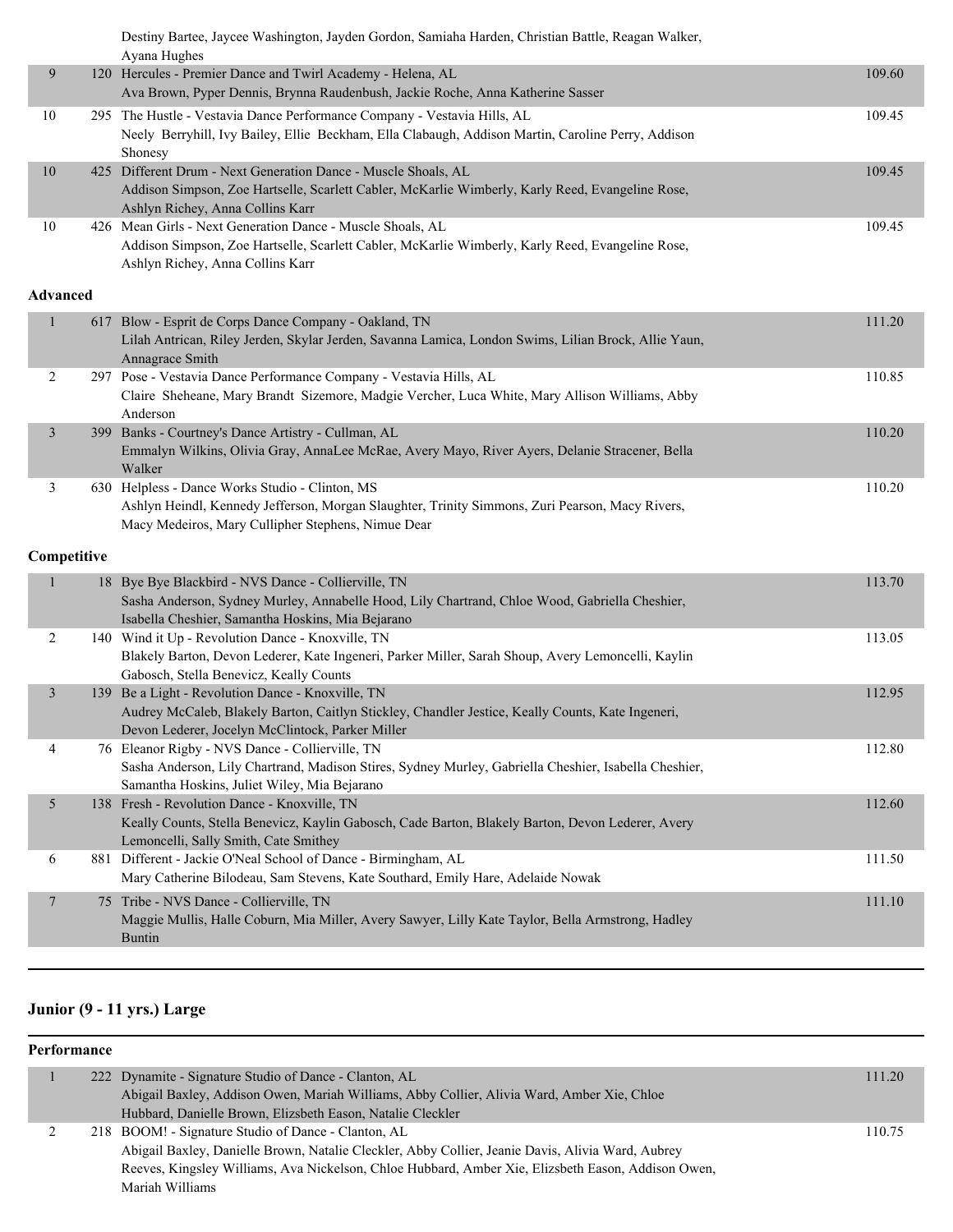| | | | |
|---|---|---|---|
| | | Destiny Bartee, Jaycee Washington, Jayden Gordon, Samiaha Harden, Christian Battle, Reagan Walker, Ayana Hughes | |
| 9 | 120 | Hercules - Premier Dance and Twirl Academy - Helena, AL<br>Ava Brown, Pyper Dennis, Brynna Raudenbush, Jackie Roche, Anna Katherine Sasser | 109.60 |
| 10 | 295 | The Hustle - Vestavia Dance Performance Company - Vestavia Hills, AL<br>Neely Berryhill, Ivy Bailey, Ellie Beckham, Ella Clabaugh, Addison Martin, Caroline Perry, Addison Shonesy | 109.45 |
| 10 | 425 | Different Drum - Next Generation Dance - Muscle Shoals, AL<br>Addison Simpson, Zoe Hartselle, Scarlett Cabler, McKarlie Wimberly, Karly Reed, Evangeline Rose, Ashlyn Richey, Anna Collins Karr | 109.45 |
| 10 | 426 | Mean Girls - Next Generation Dance - Muscle Shoals, AL<br>Addison Simpson, Zoe Hartselle, Scarlett Cabler, McKarlie Wimberly, Karly Reed, Evangeline Rose, Ashlyn Richey, Anna Collins Karr | 109.45 |

**Advanced**

| | | | |
|---|---|---|---|
| 1 | 617 | Blow - Esprit de Corps Dance Company - Oakland, TN<br>Lilah Antrican, Riley Jerden, Skylar Jerden, Savanna Lamica, London Swims, Lilian Brock, Allie Yaun, Annagrace Smith | 111.20 |
| 2 | 297 | Pose - Vestavia Dance Performance Company - Vestavia Hills, AL<br>Claire Sheheane, Mary Brandt Sizemore, Madgie Vercher, Luca White, Mary Allison Williams, Abby Anderson | 110.85 |
| 3 | 399 | Banks - Courtney's Dance Artistry - Cullman, AL<br>Emmalyn Wilkins, Olivia Gray, AnnaLee McRae, Avery Mayo, River Ayers, Delanie Stracener, Bella Walker | 110.20 |
| 3 | 630 | Helpless - Dance Works Studio - Clinton, MS<br>Ashlyn Heindl, Kennedy Jefferson, Morgan Slaughter, Trinity Simmons, Zuri Pearson, Macy Rivers, Macy Medeiros, Mary Cullipher Stephens, Nimue Dear | 110.20 |

**Competitive**

| | | | |
|---|---|---|---|
| 1 | 18 | Bye Bye Blackbird - NVS Dance - Collierville, TN<br>Sasha Anderson, Sydney Murley, Annabelle Hood, Lily Chartrand, Chloe Wood, Gabriella Cheshier, Isabella Cheshier, Samantha Hoskins, Mia Bejarano | 113.70 |
| 2 | 140 | Wind it Up - Revolution Dance - Knoxville, TN<br>Blakely Barton, Devon Lederer, Kate Ingeneri, Parker Miller, Sarah Shoup, Avery Lemoncelli, Kaylin Gabosch, Stella Benevicz, Keally Counts | 113.05 |
| 3 | 139 | Be a Light - Revolution Dance - Knoxville, TN<br>Audrey McCaleb, Blakely Barton, Caitlyn Stickley, Chandler Jestice, Keally Counts, Kate Ingeneri, Devon Lederer, Jocelyn McClintock, Parker Miller | 112.95 |
| 4 | 76 | Eleanor Rigby - NVS Dance - Collierville, TN<br>Sasha Anderson, Lily Chartrand, Madison Stires, Sydney Murley, Gabriella Cheshier, Isabella Cheshier, Samantha Hoskins, Juliet Wiley, Mia Bejarano | 112.80 |
| 5 | 138 | Fresh - Revolution Dance - Knoxville, TN<br>Keally Counts, Stella Benevicz, Kaylin Gabosch, Cade Barton, Blakely Barton, Devon Lederer, Avery Lemoncelli, Sally Smith, Cate Smithey | 112.60 |
| 6 | 881 | Different - Jackie O'Neal School of Dance - Birmingham, AL<br>Mary Catherine Bilodeau, Sam Stevens, Kate Southard, Emily Hare, Adelaide Nowak | 111.50 |
| 7 | 75 | Tribe - NVS Dance - Collierville, TN<br>Maggie Mullis, Halle Coburn, Mia Miller, Avery Sawyer, Lilly Kate Taylor, Bella Armstrong, Hadley Buntin | 111.10 |

## Junior (9 - 11 yrs.) Large

**Performance**

| | | | |
|---|---|---|---|
| 1 | 222 | Dynamite - Signature Studio of Dance - Clanton, AL<br>Abigail Baxley, Addison Owen, Mariah Williams, Abby Collier, Alivia Ward, Amber Xie, Chloe Hubbard, Danielle Brown, Elizsbeth Eason, Natalie Cleckler | 111.20 |
| 2 | 218 | BOOM! - Signature Studio of Dance - Clanton, AL<br>Abigail Baxley, Danielle Brown, Natalie Cleckler, Abby Collier, Jeanie Davis, Alivia Ward, Aubrey Reeves, Kingsley Williams, Ava Nickelson, Chloe Hubbard, Amber Xie, Elizsbeth Eason, Addison Owen, Mariah Williams | 110.75 |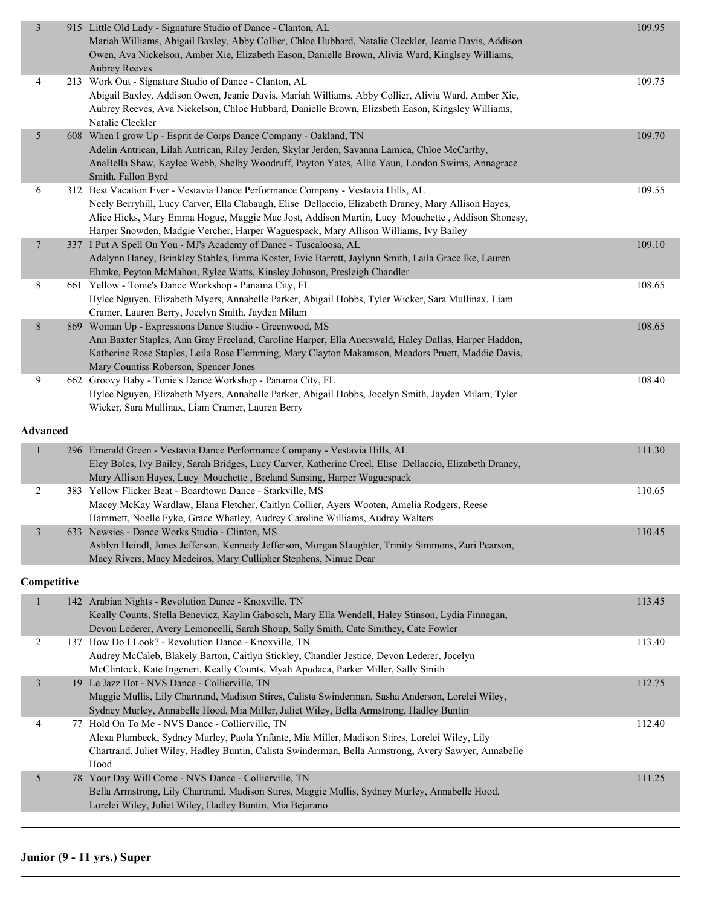| Place | No. | Entry | Score |
|---|---|---|---|
| 3 | 915 | Little Old Lady - Signature Studio of Dance - Clanton, AL<br>Mariah Williams, Abigail Baxley, Abby Collier, Chloe Hubbard, Natalie Cleckler, Jeanie Davis, Addison Owen, Ava Nickelson, Amber Xie, Elizabeth Eason, Danielle Brown, Alivia Ward, Kinglsey Williams, Aubrey Reeves | 109.95 |
| 4 | 213 | Work Out - Signature Studio of Dance - Clanton, AL<br>Abigail Baxley, Addison Owen, Jeanie Davis, Mariah Williams, Abby Collier, Alivia Ward, Amber Xie, Aubrey Reeves, Ava Nickelson, Chloe Hubbard, Danielle Brown, Elizsbeth Eason, Kingsley Williams, Natalie Cleckler | 109.75 |
| 5 | 608 | When I grow Up - Esprit de Corps Dance Company - Oakland, TN<br>Adelin Antrican, Lilah Antrican, Riley Jerden, Skylar Jerden, Savanna Lamica, Chloe McCarthy, AnaBella Shaw, Kaylee Webb, Shelby Woodruff, Payton Yates, Allie Yaun, London Swims, Annagrace Smith, Fallon Byrd | 109.70 |
| 6 | 312 | Best Vacation Ever - Vestavia Dance Performance Company - Vestavia Hills, AL<br>Neely Berryhill, Lucy Carver, Ella Clabaugh, Elise Dellaccio, Elizabeth Draney, Mary Allison Hayes, Alice Hicks, Mary Emma Hogue, Maggie Mac Jost, Addison Martin, Lucy Mouchette , Addison Shonesy, Harper Snowden, Madgie Vercher, Harper Waguespack, Mary Allison Williams, Ivy Bailey | 109.55 |
| 7 | 337 | I Put A Spell On You - MJ's Academy of Dance - Tuscaloosa, AL<br>Adalynn Haney, Brinkley Stables, Emma Koster, Evie Barrett, Jaylynn Smith, Laila Grace Ike, Lauren Ehmke, Peyton McMahon, Rylee Watts, Kinsley Johnson, Presleigh Chandler | 109.10 |
| 8 | 661 | Yellow - Tonie's Dance Workshop - Panama City, FL<br>Hylee Nguyen, Elizabeth Myers, Annabelle Parker, Abigail Hobbs, Tyler Wicker, Sara Mullinax, Liam Cramer, Lauren Berry, Jocelyn Smith, Jayden Milam | 108.65 |
| 8 | 869 | Woman Up - Expressions Dance Studio - Greenwood, MS<br>Ann Baxter Staples, Ann Gray Freeland, Caroline Harper, Ella Auerswald, Haley Dallas, Harper Haddon, Katherine Rose Staples, Leila Rose Flemming, Mary Clayton Makamson, Meadors Pruett, Maddie Davis, Mary Countiss Roberson, Spencer Jones | 108.65 |
| 9 | 662 | Groovy Baby - Tonie's Dance Workshop - Panama City, FL<br>Hylee Nguyen, Elizabeth Myers, Annabelle Parker, Abigail Hobbs, Jocelyn Smith, Jayden Milam, Tyler Wicker, Sara Mullinax, Liam Cramer, Lauren Berry | 108.40 |

**Advanced**

| Place | No. | Entry | Score |
|---|---|---|---|
| 1 | 296 | Emerald Green - Vestavia Dance Performance Company - Vestavia Hills, AL<br>Eley Boles, Ivy Bailey, Sarah Bridges, Lucy Carver, Katherine Creel, Elise Dellaccio, Elizabeth Draney, Mary Allison Hayes, Lucy Mouchette , Breland Sansing, Harper Waguespack | 111.30 |
| 2 | 383 | Yellow Flicker Beat - Boardtown Dance - Starkville, MS<br>Macey McKay Wardlaw, Elana Fletcher, Caitlyn Collier, Ayers Wooten, Amelia Rodgers, Reese Hammett, Noelle Fyke, Grace Whatley, Audrey Caroline Williams, Audrey Walters | 110.65 |
| 3 | 633 | Newsies - Dance Works Studio - Clinton, MS<br>Ashlyn Heindl, Jones Jefferson, Kennedy Jefferson, Morgan Slaughter, Trinity Simmons, Zuri Pearson, Macy Rivers, Macy Medeiros, Mary Cullipher Stephens, Nimue Dear | 110.45 |

**Competitive**

| Place | No. | Entry | Score |
|---|---|---|---|
| 1 | 142 | Arabian Nights - Revolution Dance - Knoxville, TN<br>Keally Counts, Stella Benevicz, Kaylin Gabosch, Mary Ella Wendell, Haley Stinson, Lydia Finnegan, Devon Lederer, Avery Lemoncelli, Sarah Shoup, Sally Smith, Cate Smithey, Cate Fowler | 113.45 |
| 2 | 137 | How Do I Look? - Revolution Dance - Knoxville, TN<br>Audrey McCaleb, Blakely Barton, Caitlyn Stickley, Chandler Jestice, Devon Lederer, Jocelyn McClintock, Kate Ingeneri, Keally Counts, Myah Apodaca, Parker Miller, Sally Smith | 113.40 |
| 3 | 19 | Le Jazz Hot - NVS Dance - Collierville, TN<br>Maggie Mullis, Lily Chartrand, Madison Stires, Calista Swinderman, Sasha Anderson, Lorelei Wiley, Sydney Murley, Annabelle Hood, Mia Miller, Juliet Wiley, Bella Armstrong, Hadley Buntin | 112.75 |
| 4 | 77 | Hold On To Me - NVS Dance - Collierville, TN<br>Alexa Plambeck, Sydney Murley, Paola Ynfante, Mia Miller, Madison Stires, Lorelei Wiley, Lily Chartrand, Juliet Wiley, Hadley Buntin, Calista Swinderman, Bella Armstrong, Avery Sawyer, Annabelle Hood | 112.40 |
| 5 | 78 | Your Day Will Come - NVS Dance - Collierville, TN<br>Bella Armstrong, Lily Chartrand, Madison Stires, Maggie Mullis, Sydney Murley, Annabelle Hood, Lorelei Wiley, Juliet Wiley, Hadley Buntin, Mia Bejarano | 111.25 |

## Junior (9 - 11 yrs.) Super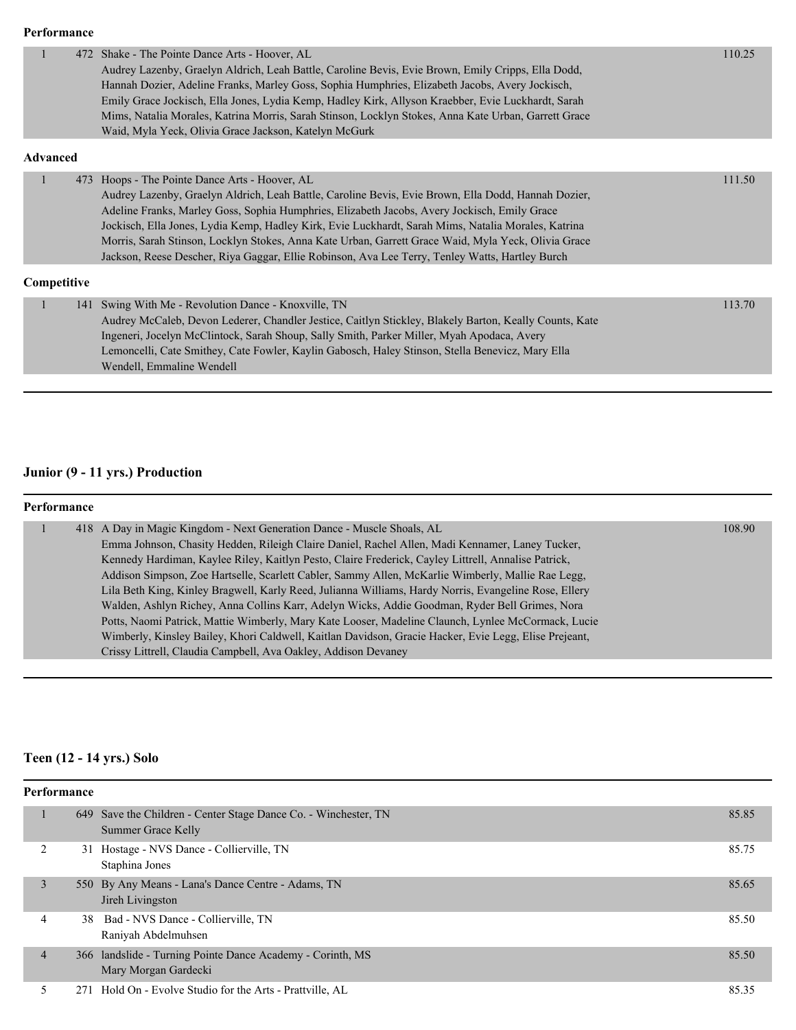**Performance**

| Place | No. | Entry | Score |
|---|---|---|---|
| 1 | 472 | Shake - The Pointe Dance Arts - Hoover, AL<br>Audrey Lazenby, Graelyn Aldrich, Leah Battle, Caroline Bevis, Evie Brown, Emily Cripps, Ella Dodd, Hannah Dozier, Adeline Franks, Marley Goss, Sophia Humphries, Elizabeth Jacobs, Avery Jockisch, Emily Grace Jockisch, Ella Jones, Lydia Kemp, Hadley Kirk, Allyson Kraebber, Evie Luckhardt, Sarah Mims, Natalia Morales, Katrina Morris, Sarah Stinson, Locklyn Stokes, Anna Kate Urban, Garrett Grace Waid, Myla Yeck, Olivia Grace Jackson, Katelyn McGurk | 110.25 |

**Advanced**

| Place | No. | Entry | Score |
|---|---|---|---|
| 1 | 473 | Hoops - The Pointe Dance Arts - Hoover, AL<br>Audrey Lazenby, Graelyn Aldrich, Leah Battle, Caroline Bevis, Evie Brown, Ella Dodd, Hannah Dozier, Adeline Franks, Marley Goss, Sophia Humphries, Elizabeth Jacobs, Avery Jockisch, Emily Grace Jockisch, Ella Jones, Lydia Kemp, Hadley Kirk, Evie Luckhardt, Sarah Mims, Natalia Morales, Katrina Morris, Sarah Stinson, Locklyn Stokes, Anna Kate Urban, Garrett Grace Waid, Myla Yeck, Olivia Grace Jackson, Reese Descher, Riya Gaggar, Ellie Robinson, Ava Lee Terry, Tenley Watts, Hartley Burch | 111.50 |

**Competitive**

| Place | No. | Entry | Score |
|---|---|---|---|
| 1 | 141 | Swing With Me - Revolution Dance - Knoxville, TN<br>Audrey McCaleb, Devon Lederer, Chandler Jestice, Caitlyn Stickley, Blakely Barton, Keally Counts, Kate Ingeneri, Jocelyn McClintock, Sarah Shoup, Sally Smith, Parker Miller, Myah Apodaca, Avery Lemoncelli, Cate Smithey, Cate Fowler, Kaylin Gabosch, Haley Stinson, Stella Benevicz, Mary Ella Wendell, Emmaline Wendell | 113.70 |

## Junior (9 - 11 yrs.) Production

**Performance**

| Place | No. | Entry | Score |
|---|---|---|---|
| 1 | 418 | A Day in Magic Kingdom - Next Generation Dance - Muscle Shoals, AL<br>Emma Johnson, Chasity Hedden, Rileigh Claire Daniel, Rachel Allen, Madi Kennamer, Laney Tucker, Kennedy Hardiman, Kaylee Riley, Kaitlyn Pesto, Claire Frederick, Cayley Littrell, Annalise Patrick, Addison Simpson, Zoe Hartselle, Scarlett Cabler, Sammy Allen, McKarlie Wimberly, Mallie Rae Legg, Lila Beth King, Kinley Bragwell, Karly Reed, Julianna Williams, Hardy Norris, Evangeline Rose, Ellery Walden, Ashlyn Richey, Anna Collins Karr, Adelyn Wicks, Addie Goodman, Ryder Bell Grimes, Nora Potts, Naomi Patrick, Mattie Wimberly, Mary Kate Looser, Madeline Claunch, Lynlee McCormack, Lucie Wimberly, Kinsley Bailey, Khori Caldwell, Kaitlan Davidson, Gracie Hacker, Evie Legg, Elise Prejeant, Crissy Littrell, Claudia Campbell, Ava Oakley, Addison Devaney | 108.90 |

## Teen (12 - 14 yrs.) Solo

**Performance**

| Place | No. | Entry | Score |
|---|---|---|---|
| 1 | 649 | Save the Children - Center Stage Dance Co. - Winchester, TN<br>Summer Grace Kelly | 85.85 |
| 2 | 31 | Hostage - NVS Dance - Collierville, TN<br>Staphina Jones | 85.75 |
| 3 | 550 | By Any Means - Lana's Dance Centre - Adams, TN<br>Jireh Livingston | 85.65 |
| 4 | 38 | Bad - NVS Dance - Collierville, TN<br>Raniyah Abdelmuhsen | 85.50 |
| 4 | 366 | landslide - Turning Pointe Dance Academy - Corinth, MS<br>Mary Morgan Gardecki | 85.50 |
| 5 | 271 | Hold On - Evolve Studio for the Arts - Prattville, AL | 85.35 |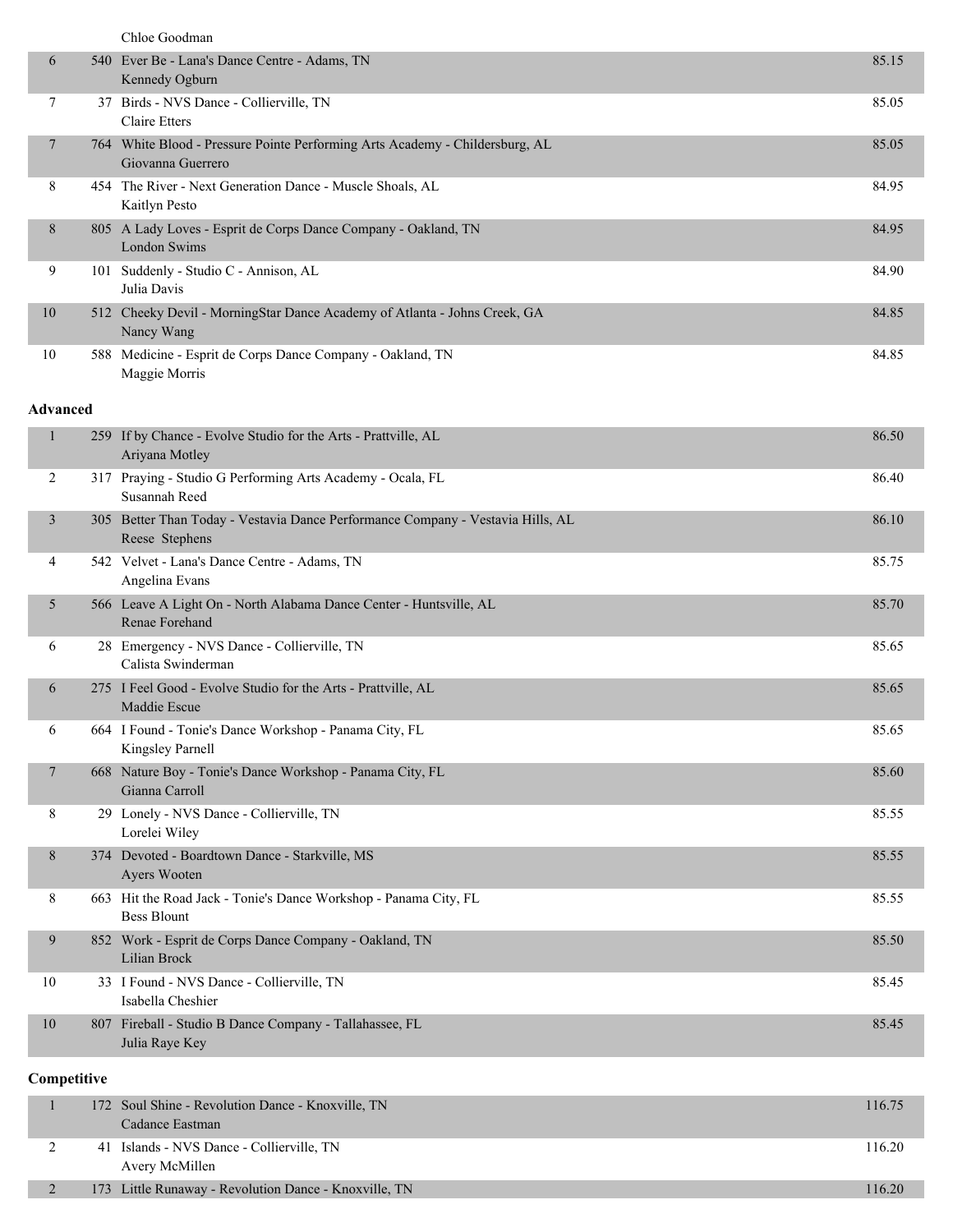| Place | No. | Routine / Studio / Dancer | Score |
|---|---|---|---|
| | | Chloe Goodman | |
| 6 | 540 | Ever Be - Lana's Dance Centre - Adams, TN<br>Kennedy Ogburn | 85.15 |
| 7 | 37 | Birds - NVS Dance - Collierville, TN<br>Claire Etters | 85.05 |
| 7 | 764 | White Blood - Pressure Pointe Performing Arts Academy - Childersburg, AL<br>Giovanna Guerrero | 85.05 |
| 8 | 454 | The River - Next Generation Dance - Muscle Shoals, AL<br>Kaitlyn Pesto | 84.95 |
| 8 | 805 | A Lady Loves - Esprit de Corps Dance Company - Oakland, TN<br>London Swims | 84.95 |
| 9 | 101 | Suddenly - Studio C - Annison, AL<br>Julia Davis | 84.90 |
| 10 | 512 | Cheeky Devil - MorningStar Dance Academy of Atlanta - Johns Creek, GA<br>Nancy Wang | 84.85 |
| 10 | 588 | Medicine - Esprit de Corps Dance Company - Oakland, TN<br>Maggie Morris | 84.85 |

**Advanced**

| Place | No. | Routine / Studio / Dancer | Score |
|---|---|---|---|
| 1 | 259 | If by Chance - Evolve Studio for the Arts - Prattville, AL<br>Ariyana Motley | 86.50 |
| 2 | 317 | Praying - Studio G Performing Arts Academy - Ocala, FL<br>Susannah Reed | 86.40 |
| 3 | 305 | Better Than Today - Vestavia Dance Performance Company - Vestavia Hills, AL<br>Reese Stephens | 86.10 |
| 4 | 542 | Velvet - Lana's Dance Centre - Adams, TN<br>Angelina Evans | 85.75 |
| 5 | 566 | Leave A Light On - North Alabama Dance Center - Huntsville, AL<br>Renae Forehand | 85.70 |
| 6 | 28 | Emergency - NVS Dance - Collierville, TN<br>Calista Swinderman | 85.65 |
| 6 | 275 | I Feel Good - Evolve Studio for the Arts - Prattville, AL<br>Maddie Escue | 85.65 |
| 6 | 664 | I Found - Tonie's Dance Workshop - Panama City, FL<br>Kingsley Parnell | 85.65 |
| 7 | 668 | Nature Boy - Tonie's Dance Workshop - Panama City, FL<br>Gianna Carroll | 85.60 |
| 8 | 29 | Lonely - NVS Dance - Collierville, TN<br>Lorelei Wiley | 85.55 |
| 8 | 374 | Devoted - Boardtown Dance - Starkville, MS<br>Ayers Wooten | 85.55 |
| 8 | 663 | Hit the Road Jack - Tonie's Dance Workshop - Panama City, FL<br>Bess Blount | 85.55 |
| 9 | 852 | Work - Esprit de Corps Dance Company - Oakland, TN<br>Lilian Brock | 85.50 |
| 10 | 33 | I Found - NVS Dance - Collierville, TN<br>Isabella Cheshier | 85.45 |
| 10 | 807 | Fireball - Studio B Dance Company - Tallahassee, FL<br>Julia Raye Key | 85.45 |

**Competitive**

| Place | No. | Routine / Studio / Dancer | Score |
|---|---|---|---|
| 1 | 172 | Soul Shine - Revolution Dance - Knoxville, TN<br>Cadance Eastman | 116.75 |
| 2 | 41 | Islands - NVS Dance - Collierville, TN<br>Avery McMillen | 116.20 |
| 2 | 173 | Little Runaway - Revolution Dance - Knoxville, TN | 116.20 |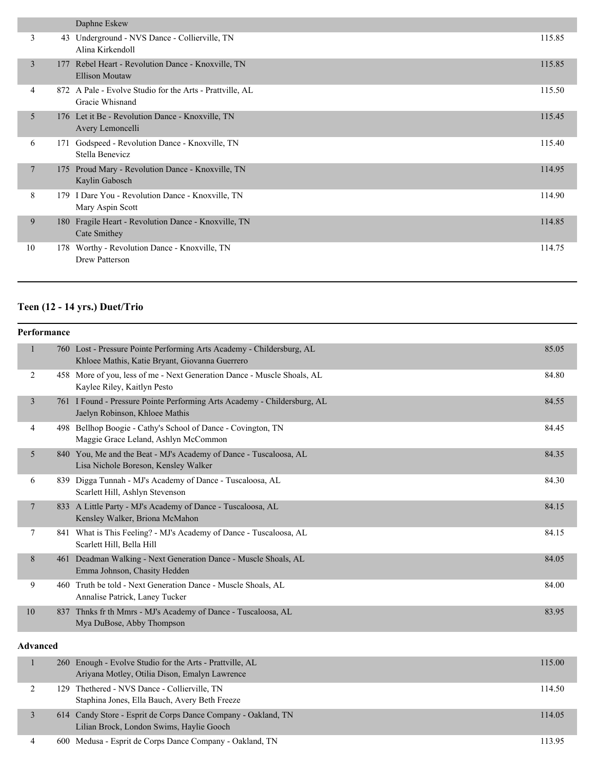| | | | |
|---|---|---|---|
| | | Daphne Eskew | |
| 3 | 43 | Underground - NVS Dance - Collierville, TN<br>Alina Kirkendoll | 115.85 |
| 3 | 177 | Rebel Heart - Revolution Dance - Knoxville, TN<br>Ellison Moutaw | 115.85 |
| 4 | 872 | A Pale - Evolve Studio for the Arts - Prattville, AL<br>Gracie Whisnand | 115.50 |
| 5 | 176 | Let it Be - Revolution Dance - Knoxville, TN<br>Avery Lemoncelli | 115.45 |
| 6 | 171 | Godspeed - Revolution Dance - Knoxville, TN<br>Stella Benevicz | 115.40 |
| 7 | 175 | Proud Mary - Revolution Dance - Knoxville, TN<br>Kaylin Gabosch | 114.95 |
| 8 | 179 | I Dare You - Revolution Dance - Knoxville, TN<br>Mary Aspin Scott | 114.90 |
| 9 | 180 | Fragile Heart - Revolution Dance - Knoxville, TN<br>Cate Smithey | 114.85 |
| 10 | 178 | Worthy - Revolution Dance - Knoxville, TN<br>Drew Patterson | 114.75 |

## Teen (12 - 14 yrs.) Duet/Trio

### Performance

| | | | |
|---|---|---|---|
| 1 | 760 | Lost - Pressure Pointe Performing Arts Academy - Childersburg, AL<br>Khloee Mathis, Katie Bryant, Giovanna Guerrero | 85.05 |
| 2 | 458 | More of you, less of me - Next Generation Dance - Muscle Shoals, AL<br>Kaylee Riley, Kaitlyn Pesto | 84.80 |
| 3 | 761 | I Found - Pressure Pointe Performing Arts Academy - Childersburg, AL<br>Jaelyn Robinson, Khloee Mathis | 84.55 |
| 4 | 498 | Bellhop Boogie - Cathy's School of Dance - Covington, TN<br>Maggie Grace Leland, Ashlyn McCommon | 84.45 |
| 5 | 840 | You, Me and the Beat - MJ's Academy of Dance - Tuscaloosa, AL<br>Lisa Nichole Boreson, Kensley Walker | 84.35 |
| 6 | 839 | Digga Tunnah - MJ's Academy of Dance - Tuscaloosa, AL<br>Scarlett Hill, Ashlyn Stevenson | 84.30 |
| 7 | 833 | A Little Party - MJ's Academy of Dance - Tuscaloosa, AL<br>Kensley Walker, Briona McMahon | 84.15 |
| 7 | 841 | What is This Feeling? - MJ's Academy of Dance - Tuscaloosa, AL<br>Scarlett Hill, Bella Hill | 84.15 |
| 8 | 461 | Deadman Walking - Next Generation Dance - Muscle Shoals, AL<br>Emma Johnson, Chasity Hedden | 84.05 |
| 9 | 460 | Truth be told - Next Generation Dance - Muscle Shoals, AL<br>Annalise Patrick, Laney Tucker | 84.00 |
| 10 | 837 | Thnks fr th Mmrs - MJ's Academy of Dance - Tuscaloosa, AL<br>Mya DuBose, Abby Thompson | 83.95 |

### Advanced

| | | | |
|---|---|---|---|
| 1 | 260 | Enough - Evolve Studio for the Arts - Prattville, AL<br>Ariyana Motley, Otilia Dison, Emalyn Lawrence | 115.00 |
| 2 | 129 | Thethered - NVS Dance - Collierville, TN<br>Staphina Jones, Ella Bauch, Avery Beth Freeze | 114.50 |
| 3 | 614 | Candy Store - Esprit de Corps Dance Company - Oakland, TN<br>Lilian Brock, London Swims, Haylie Gooch | 114.05 |
| 4 | 600 | Medusa - Esprit de Corps Dance Company - Oakland, TN | 113.95 |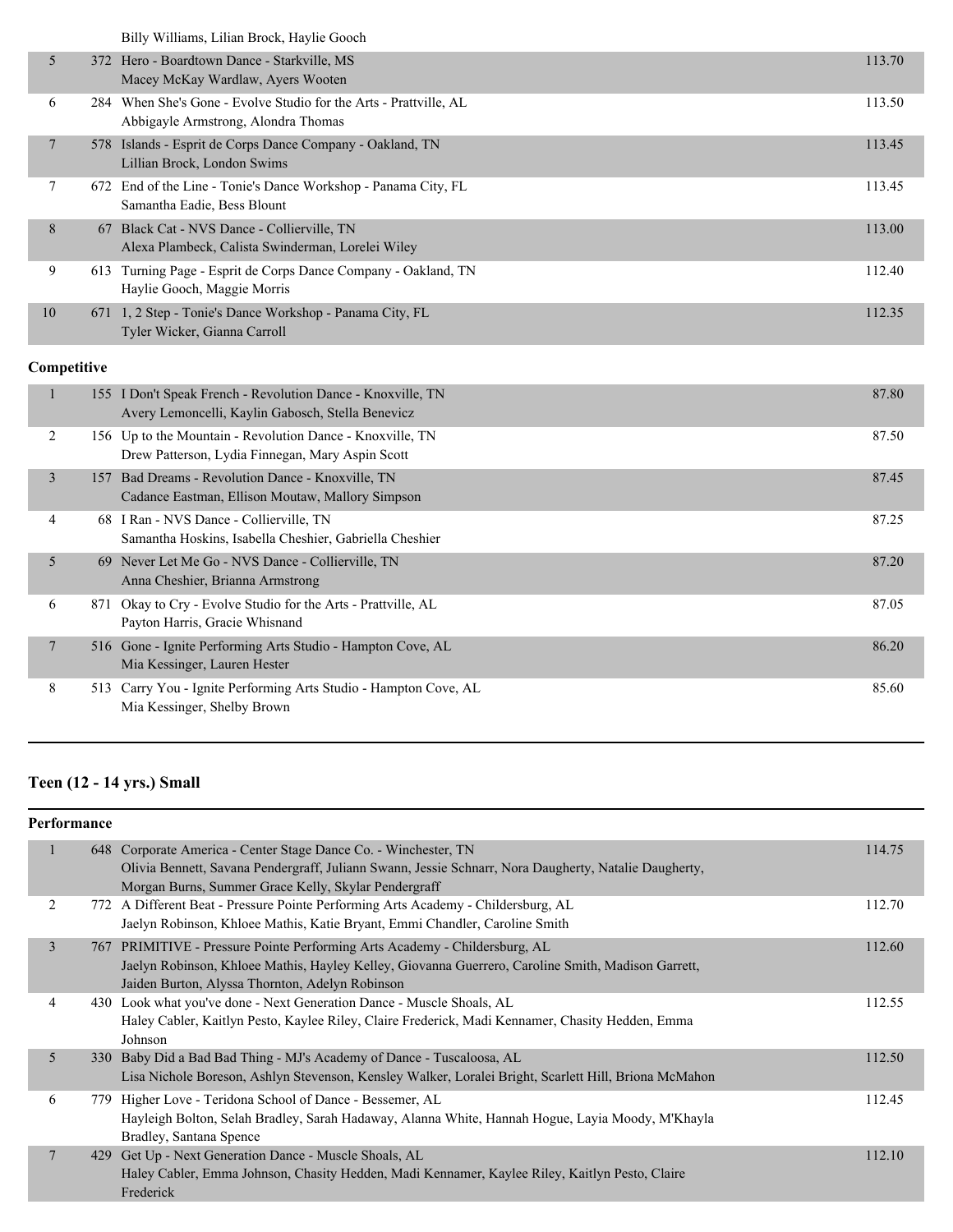Billy Williams, Lilian Brock, Haylie Gooch

| Place | No. | Entry | Score |
|---|---|---|---|
| 5 | 372 | Hero - Boardtown Dance - Starkville, MS<br>Macey McKay Wardlaw, Ayers Wooten | 113.70 |
| 6 | 284 | When She's Gone - Evolve Studio for the Arts - Prattville, AL<br>Abbigayle Armstrong, Alondra Thomas | 113.50 |
| 7 | 578 | Islands - Esprit de Corps Dance Company - Oakland, TN<br>Lillian Brock, London Swims | 113.45 |
| 7 | 672 | End of the Line - Tonie's Dance Workshop - Panama City, FL<br>Samantha Eadie, Bess Blount | 113.45 |
| 8 | 67 | Black Cat - NVS Dance - Collierville, TN<br>Alexa Plambeck, Calista Swinderman, Lorelei Wiley | 113.00 |
| 9 | 613 | Turning Page - Esprit de Corps Dance Company - Oakland, TN<br>Haylie Gooch, Maggie Morris | 112.40 |
| 10 | 671 | 1, 2 Step - Tonie's Dance Workshop - Panama City, FL<br>Tyler Wicker, Gianna Carroll | 112.35 |

**Competitive**

| Place | No. | Entry | Score |
|---|---|---|---|
| 1 | 155 | I Don't Speak French - Revolution Dance - Knoxville, TN<br>Avery Lemoncelli, Kaylin Gabosch, Stella Benevicz | 87.80 |
| 2 | 156 | Up to the Mountain - Revolution Dance - Knoxville, TN<br>Drew Patterson, Lydia Finnegan, Mary Aspin Scott | 87.50 |
| 3 | 157 | Bad Dreams - Revolution Dance - Knoxville, TN<br>Cadance Eastman, Ellison Moutaw, Mallory Simpson | 87.45 |
| 4 | 68 | I Ran - NVS Dance - Collierville, TN<br>Samantha Hoskins, Isabella Cheshier, Gabriella Cheshier | 87.25 |
| 5 | 69 | Never Let Me Go - NVS Dance - Collierville, TN<br>Anna Cheshier, Brianna Armstrong | 87.20 |
| 6 | 871 | Okay to Cry - Evolve Studio for the Arts - Prattville, AL<br>Payton Harris, Gracie Whisnand | 87.05 |
| 7 | 516 | Gone - Ignite Performing Arts Studio - Hampton Cove, AL<br>Mia Kessinger, Lauren Hester | 86.20 |
| 8 | 513 | Carry You - Ignite Performing Arts Studio - Hampton Cove, AL<br>Mia Kessinger, Shelby Brown | 85.60 |

## Teen (12 - 14 yrs.) Small

**Performance**

| Place | No. | Entry | Score |
|---|---|---|---|
| 1 | 648 | Corporate America - Center Stage Dance Co. - Winchester, TN<br>Olivia Bennett, Savana Pendergraff, Juliann Swann, Jessie Schnarr, Nora Daugherty, Natalie Daugherty, Morgan Burns, Summer Grace Kelly, Skylar Pendergraff | 114.75 |
| 2 | 772 | A Different Beat - Pressure Pointe Performing Arts Academy - Childersburg, AL<br>Jaelyn Robinson, Khloee Mathis, Katie Bryant, Emmi Chandler, Caroline Smith | 112.70 |
| 3 | 767 | PRIMITIVE - Pressure Pointe Performing Arts Academy - Childersburg, AL<br>Jaelyn Robinson, Khloee Mathis, Hayley Kelley, Giovanna Guerrero, Caroline Smith, Madison Garrett, Jaiden Burton, Alyssa Thornton, Adelyn Robinson | 112.60 |
| 4 | 430 | Look what you've done - Next Generation Dance - Muscle Shoals, AL<br>Haley Cabler, Kaitlyn Pesto, Kaylee Riley, Claire Frederick, Madi Kennamer, Chasity Hedden, Emma Johnson | 112.55 |
| 5 | 330 | Baby Did a Bad Bad Thing - MJ's Academy of Dance - Tuscaloosa, AL<br>Lisa Nichole Boreson, Ashlyn Stevenson, Kensley Walker, Loralei Bright, Scarlett Hill, Briona McMahon | 112.50 |
| 6 | 779 | Higher Love - Teridona School of Dance - Bessemer, AL<br>Hayleigh Bolton, Selah Bradley, Sarah Hadaway, Alanna White, Hannah Hogue, Layia Moody, M'Khayla Bradley, Santana Spence | 112.45 |
| 7 | 429 | Get Up - Next Generation Dance - Muscle Shoals, AL<br>Haley Cabler, Emma Johnson, Chasity Hedden, Madi Kennamer, Kaylee Riley, Kaitlyn Pesto, Claire Frederick | 112.10 |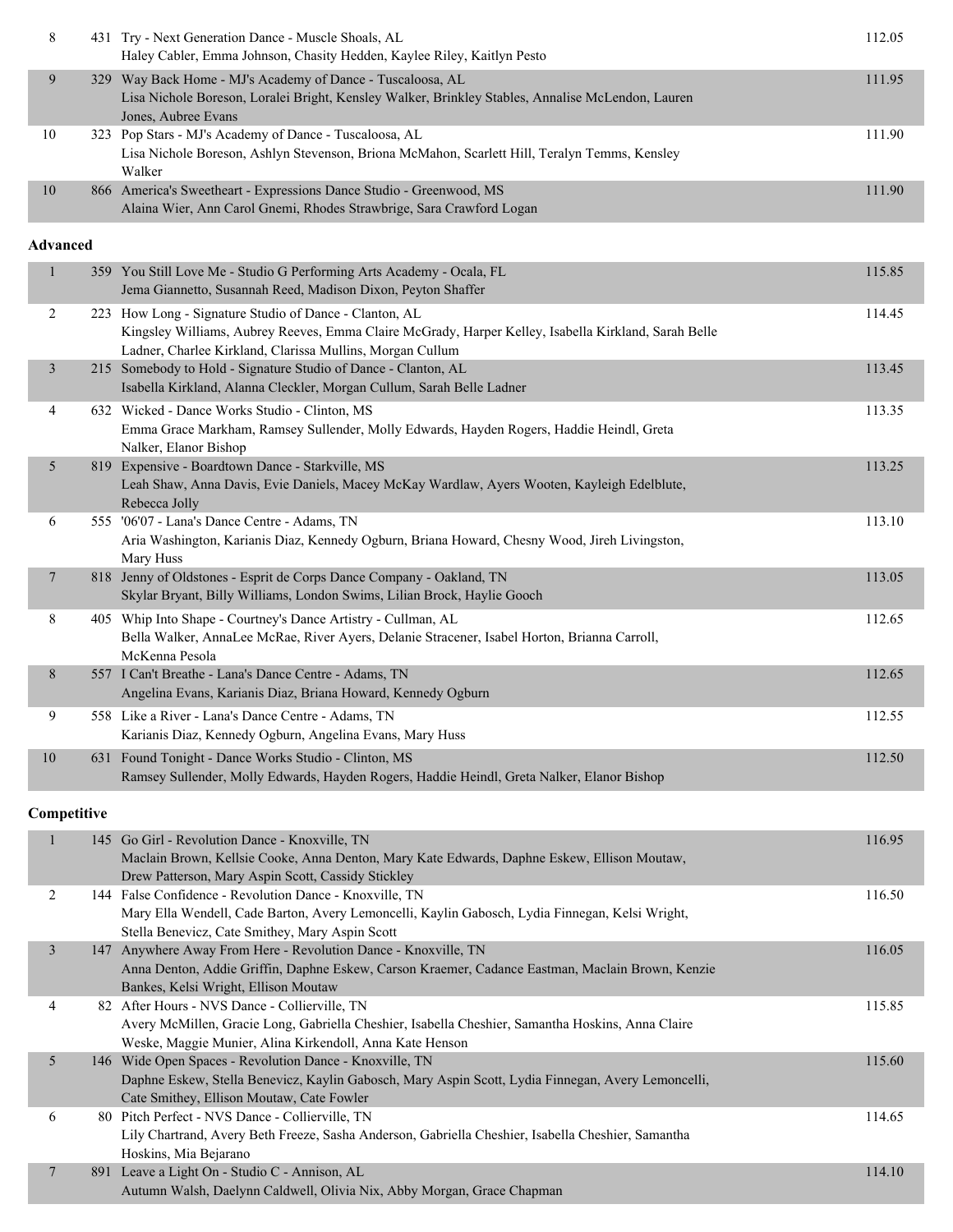| Place | No. | Entry | Score |
|---|---|---|---|
| 8 | 431 | Try - Next Generation Dance - Muscle Shoals, AL<br>Haley Cabler, Emma Johnson, Chasity Hedden, Kaylee Riley, Kaitlyn Pesto | 112.05 |
| 9 | 329 | Way Back Home - MJ's Academy of Dance - Tuscaloosa, AL<br>Lisa Nichole Boreson, Loralei Bright, Kensley Walker, Brinkley Stables, Annalise McLendon, Lauren Jones, Aubree Evans | 111.95 |
| 10 | 323 | Pop Stars - MJ's Academy of Dance - Tuscaloosa, AL<br>Lisa Nichole Boreson, Ashlyn Stevenson, Briona McMahon, Scarlett Hill, Teralyn Temms, Kensley Walker | 111.90 |
| 10 | 866 | America's Sweetheart - Expressions Dance Studio - Greenwood, MS<br>Alaina Wier, Ann Carol Gnemi, Rhodes Strawbrige, Sara Crawford Logan | 111.90 |

**Advanced**

| Place | No. | Entry | Score |
|---|---|---|---|
| 1 | 359 | You Still Love Me - Studio G Performing Arts Academy - Ocala, FL<br>Jema Giannetto, Susannah Reed, Madison Dixon, Peyton Shaffer | 115.85 |
| 2 | 223 | How Long - Signature Studio of Dance - Clanton, AL<br>Kingsley Williams, Aubrey Reeves, Emma Claire McGrady, Harper Kelley, Isabella Kirkland, Sarah Belle Ladner, Charlee Kirkland, Clarissa Mullins, Morgan Cullum | 114.45 |
| 3 | 215 | Somebody to Hold - Signature Studio of Dance - Clanton, AL<br>Isabella Kirkland, Alanna Cleckler, Morgan Cullum, Sarah Belle Ladner | 113.45 |
| 4 | 632 | Wicked - Dance Works Studio - Clinton, MS<br>Emma Grace Markham, Ramsey Sullender, Molly Edwards, Hayden Rogers, Haddie Heindl, Greta Nalker, Elanor Bishop | 113.35 |
| 5 | 819 | Expensive - Boardtown Dance - Starkville, MS<br>Leah Shaw, Anna Davis, Evie Daniels, Macey McKay Wardlaw, Ayers Wooten, Kayleigh Edelblute, Rebecca Jolly | 113.25 |
| 6 | 555 | '06'07 - Lana's Dance Centre - Adams, TN<br>Aria Washington, Karianis Diaz, Kennedy Ogburn, Briana Howard, Chesny Wood, Jireh Livingston, Mary Huss | 113.10 |
| 7 | 818 | Jenny of Oldstones - Esprit de Corps Dance Company - Oakland, TN<br>Skylar Bryant, Billy Williams, London Swims, Lilian Brock, Haylie Gooch | 113.05 |
| 8 | 405 | Whip Into Shape - Courtney's Dance Artistry - Cullman, AL<br>Bella Walker, AnnaLee McRae, River Ayers, Delanie Stracener, Isabel Horton, Brianna Carroll, McKenna Pesola | 112.65 |
| 8 | 557 | I Can't Breathe - Lana's Dance Centre - Adams, TN<br>Angelina Evans, Karianis Diaz, Briana Howard, Kennedy Ogburn | 112.65 |
| 9 | 558 | Like a River - Lana's Dance Centre - Adams, TN<br>Karianis Diaz, Kennedy Ogburn, Angelina Evans, Mary Huss | 112.55 |
| 10 | 631 | Found Tonight - Dance Works Studio - Clinton, MS<br>Ramsey Sullender, Molly Edwards, Hayden Rogers, Haddie Heindl, Greta Nalker, Elanor Bishop | 112.50 |

**Competitive**

| Place | No. | Entry | Score |
|---|---|---|---|
| 1 | 145 | Go Girl - Revolution Dance - Knoxville, TN<br>Maclain Brown, Kellsie Cooke, Anna Denton, Mary Kate Edwards, Daphne Eskew, Ellison Moutaw, Drew Patterson, Mary Aspin Scott, Cassidy Stickley | 116.95 |
| 2 | 144 | False Confidence - Revolution Dance - Knoxville, TN<br>Mary Ella Wendell, Cade Barton, Avery Lemoncelli, Kaylin Gabosch, Lydia Finnegan, Kelsi Wright, Stella Benevicz, Cate Smithey, Mary Aspin Scott | 116.50 |
| 3 | 147 | Anywhere Away From Here - Revolution Dance - Knoxville, TN<br>Anna Denton, Addie Griffin, Daphne Eskew, Carson Kraemer, Cadance Eastman, Maclain Brown, Kenzie Bankes, Kelsi Wright, Ellison Moutaw | 116.05 |
| 4 | 82 | After Hours - NVS Dance - Collierville, TN<br>Avery McMillen, Gracie Long, Gabriella Cheshier, Isabella Cheshier, Samantha Hoskins, Anna Claire Weske, Maggie Munier, Alina Kirkendoll, Anna Kate Henson | 115.85 |
| 5 | 146 | Wide Open Spaces - Revolution Dance - Knoxville, TN<br>Daphne Eskew, Stella Benevicz, Kaylin Gabosch, Mary Aspin Scott, Lydia Finnegan, Avery Lemoncelli, Cate Smithey, Ellison Moutaw, Cate Fowler | 115.60 |
| 6 | 80 | Pitch Perfect - NVS Dance - Collierville, TN<br>Lily Chartrand, Avery Beth Freeze, Sasha Anderson, Gabriella Cheshier, Isabella Cheshier, Samantha Hoskins, Mia Bejarano | 114.65 |
| 7 | 891 | Leave a Light On - Studio C - Annison, AL<br>Autumn Walsh, Daelynn Caldwell, Olivia Nix, Abby Morgan, Grace Chapman | 114.10 |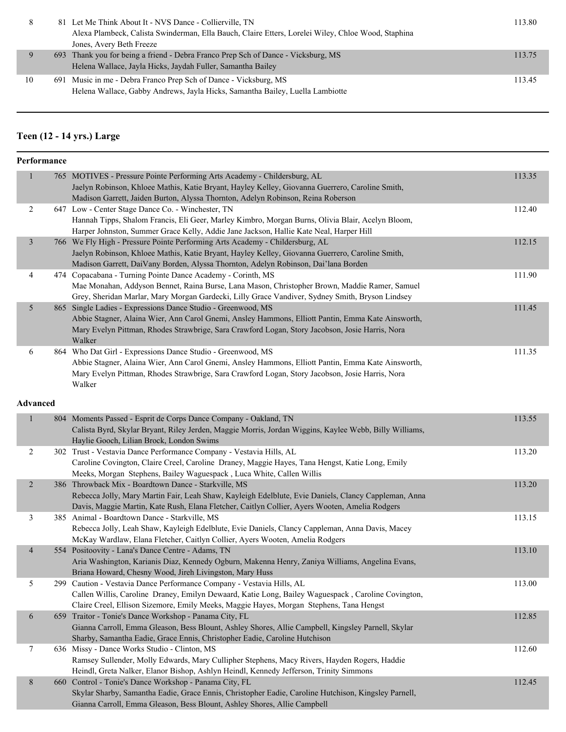| Place | No. | Entry | Score |
|---|---|---|---|
| 8 | 81 | Let Me Think About It - NVS Dance - Collierville, TN<br>Alexa Plambeck, Calista Swinderman, Ella Bauch, Claire Etters, Lorelei Wiley, Chloe Wood, Staphina Jones, Avery Beth Freeze | 113.80 |
| 9 | 693 | Thank you for being a friend - Debra Franco Prep Sch of Dance - Vicksburg, MS<br>Helena Wallace, Jayla Hicks, Jaydah Fuller, Samantha Bailey | 113.75 |
| 10 | 691 | Music in me - Debra Franco Prep Sch of Dance - Vicksburg, MS<br>Helena Wallace, Gabby Andrews, Jayla Hicks, Samantha Bailey, Luella Lambiotte | 113.45 |

## Teen (12 - 14 yrs.) Large

### Performance

| Place | No. | Entry | Score |
|---|---|---|---|
| 1 | 765 | MOTIVES - Pressure Pointe Performing Arts Academy - Childersburg, AL<br>Jaelyn Robinson, Khloee Mathis, Katie Bryant, Hayley Kelley, Giovanna Guerrero, Caroline Smith, Madison Garrett, Jaiden Burton, Alyssa Thornton, Adelyn Robinson, Reina Roberson | 113.35 |
| 2 | 647 | Low - Center Stage Dance Co. - Winchester, TN<br>Hannah Tipps, Shalom Francis, Eli Geer, Marley Kimbro, Morgan Burns, Olivia Blair, Acelyn Bloom, Harper Johnston, Summer Grace Kelly, Addie Jane Jackson, Hallie Kate Neal, Harper Hill | 112.40 |
| 3 | 766 | We Fly High - Pressure Pointe Performing Arts Academy - Childersburg, AL<br>Jaelyn Robinson, Khloee Mathis, Katie Bryant, Hayley Kelley, Giovanna Guerrero, Caroline Smith, Madison Garrett, DaiVany Borden, Alyssa Thornton, Adelyn Robinson, Dai'lana Borden | 112.15 |
| 4 | 474 | Copacabana - Turning Pointe Dance Academy - Corinth, MS<br>Mae Monahan, Addyson Bennet, Raina Burse, Lana Mason, Christopher Brown, Maddie Ramer, Samuel Grey, Sheridan Marlar, Mary Morgan Gardecki, Lilly Grace Vandiver, Sydney Smith, Bryson Lindsey | 111.90 |
| 5 | 865 | Single Ladies - Expressions Dance Studio - Greenwood, MS<br>Abbie Stagner, Alaina Wier, Ann Carol Gnemi, Ansley Hammons, Elliott Pantin, Emma Kate Ainsworth, Mary Evelyn Pittman, Rhodes Strawbrige, Sara Crawford Logan, Story Jacobson, Josie Harris, Nora Walker | 111.45 |
| 6 | 864 | Who Dat Girl - Expressions Dance Studio - Greenwood, MS<br>Abbie Stagner, Alaina Wier, Ann Carol Gnemi, Ansley Hammons, Elliott Pantin, Emma Kate Ainsworth, Mary Evelyn Pittman, Rhodes Strawbrige, Sara Crawford Logan, Story Jacobson, Josie Harris, Nora Walker | 111.35 |

### Advanced

| Place | No. | Entry | Score |
|---|---|---|---|
| 1 | 804 | Moments Passed - Esprit de Corps Dance Company - Oakland, TN<br>Calista Byrd, Skylar Bryant, Riley Jerden, Maggie Morris, Jordan Wiggins, Kaylee Webb, Billy Williams, Haylie Gooch, Lilian Brock, London Swims | 113.55 |
| 2 | 302 | Trust - Vestavia Dance Performance Company - Vestavia Hills, AL<br>Caroline Covington, Claire Creel, Caroline Draney, Maggie Hayes, Tana Hengst, Katie Long, Emily Meeks, Morgan Stephens, Bailey Waguespack , Luca White, Callen Willis | 113.20 |
| 2 | 386 | Throwback Mix - Boardtown Dance - Starkville, MS<br>Rebecca Jolly, Mary Martin Fair, Leah Shaw, Kayleigh Edelblute, Evie Daniels, Clancy Cappleman, Anna Davis, Maggie Martin, Kate Rush, Elana Fletcher, Caitlyn Collier, Ayers Wooten, Amelia Rodgers | 113.20 |
| 3 | 385 | Animal - Boardtown Dance - Starkville, MS<br>Rebecca Jolly, Leah Shaw, Kayleigh Edelblute, Evie Daniels, Clancy Cappleman, Anna Davis, Macey McKay Wardlaw, Elana Fletcher, Caitlyn Collier, Ayers Wooten, Amelia Rodgers | 113.15 |
| 4 | 554 | Positoovity - Lana's Dance Centre - Adams, TN<br>Aria Washington, Karianis Diaz, Kennedy Ogburn, Makenna Henry, Zaniya Williams, Angelina Evans, Briana Howard, Chesny Wood, Jireh Livingston, Mary Huss | 113.10 |
| 5 | 299 | Caution - Vestavia Dance Performance Company - Vestavia Hills, AL<br>Callen Willis, Caroline Draney, Emilyn Dewaard, Katie Long, Bailey Waguespack , Caroline Covington, Claire Creel, Ellison Sizemore, Emily Meeks, Maggie Hayes, Morgan Stephens, Tana Hengst | 113.00 |
| 6 | 659 | Traitor - Tonie's Dance Workshop - Panama City, FL<br>Gianna Carroll, Emma Gleason, Bess Blount, Ashley Shores, Allie Campbell, Kingsley Parnell, Skylar Sharby, Samantha Eadie, Grace Ennis, Christopher Eadie, Caroline Hutchison | 112.85 |
| 7 | 636 | Missy - Dance Works Studio - Clinton, MS<br>Ramsey Sullender, Molly Edwards, Mary Cullipher Stephens, Macy Rivers, Hayden Rogers, Haddie Heindl, Greta Nalker, Elanor Bishop, Ashlyn Heindl, Kennedy Jefferson, Trinity Simmons | 112.60 |
| 8 | 660 | Control - Tonie's Dance Workshop - Panama City, FL<br>Skylar Sharby, Samantha Eadie, Grace Ennis, Christopher Eadie, Caroline Hutchison, Kingsley Parnell, Gianna Carroll, Emma Gleason, Bess Blount, Ashley Shores, Allie Campbell | 112.45 |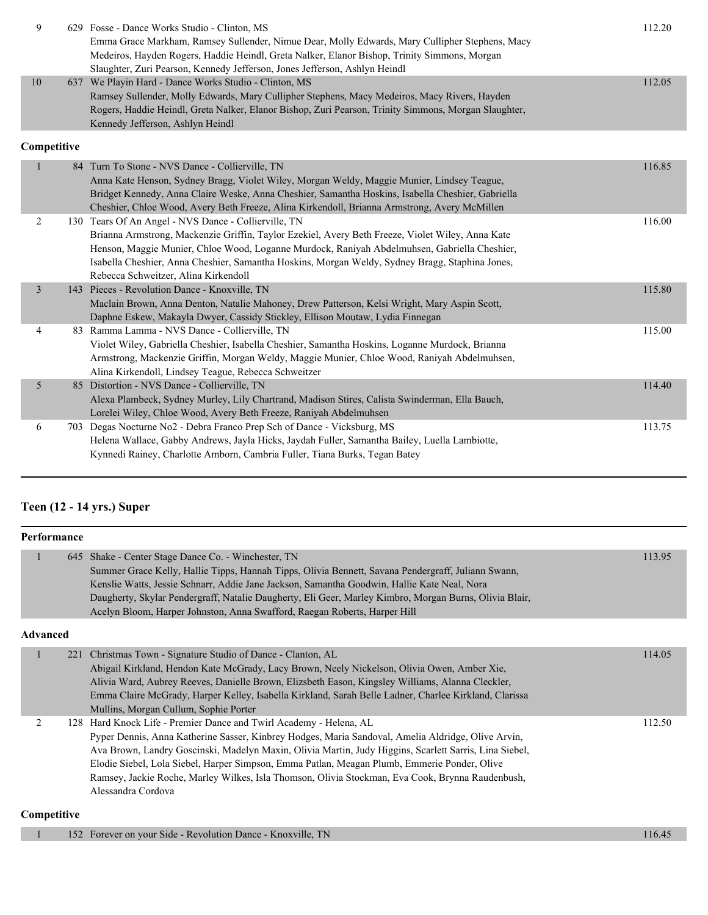| Place | No. | Entry | Score |
|---|---|---|---|
| 9 | 629 | Fosse - Dance Works Studio - Clinton, MS<br>Emma Grace Markham, Ramsey Sullender, Nimue Dear, Molly Edwards, Mary Cullipher Stephens, Macy Medeiros, Hayden Rogers, Haddie Heindl, Greta Nalker, Elanor Bishop, Trinity Simmons, Morgan Slaughter, Zuri Pearson, Kennedy Jefferson, Jones Jefferson, Ashlyn Heindl | 112.20 |
| 10 | 637 | We Playin Hard - Dance Works Studio - Clinton, MS<br>Ramsey Sullender, Molly Edwards, Mary Cullipher Stephens, Macy Medeiros, Macy Rivers, Hayden Rogers, Haddie Heindl, Greta Nalker, Elanor Bishop, Zuri Pearson, Trinity Simmons, Morgan Slaughter, Kennedy Jefferson, Ashlyn Heindl | 112.05 |

**Competitive**

| Place | No. | Entry | Score |
|---|---|---|---|
| 1 | 84 | Turn To Stone - NVS Dance - Collierville, TN<br>Anna Kate Henson, Sydney Bragg, Violet Wiley, Morgan Weldy, Maggie Munier, Lindsey Teague, Bridget Kennedy, Anna Claire Weske, Anna Cheshier, Samantha Hoskins, Isabella Cheshier, Gabriella Cheshier, Chloe Wood, Avery Beth Freeze, Alina Kirkendoll, Brianna Armstrong, Avery McMillen | 116.85 |
| 2 | 130 | Tears Of An Angel - NVS Dance - Collierville, TN<br>Brianna Armstrong, Mackenzie Griffin, Taylor Ezekiel, Avery Beth Freeze, Violet Wiley, Anna Kate Henson, Maggie Munier, Chloe Wood, Loganne Murdock, Raniyah Abdelmuhsen, Gabriella Cheshier, Isabella Cheshier, Anna Cheshier, Samantha Hoskins, Morgan Weldy, Sydney Bragg, Staphina Jones, Rebecca Schweitzer, Alina Kirkendoll | 116.00 |
| 3 | 143 | Pieces - Revolution Dance - Knoxville, TN<br>Maclain Brown, Anna Denton, Natalie Mahoney, Drew Patterson, Kelsi Wright, Mary Aspin Scott, Daphne Eskew, Makayla Dwyer, Cassidy Stickley, Ellison Moutaw, Lydia Finnegan | 115.80 |
| 4 | 83 | Ramma Lamma - NVS Dance - Collierville, TN<br>Violet Wiley, Gabriella Cheshier, Isabella Cheshier, Samantha Hoskins, Loganne Murdock, Brianna Armstrong, Mackenzie Griffin, Morgan Weldy, Maggie Munier, Chloe Wood, Raniyah Abdelmuhsen, Alina Kirkendoll, Lindsey Teague, Rebecca Schweitzer | 115.00 |
| 5 | 85 | Distortion - NVS Dance - Collierville, TN<br>Alexa Plambeck, Sydney Murley, Lily Chartrand, Madison Stires, Calista Swinderman, Ella Bauch, Lorelei Wiley, Chloe Wood, Avery Beth Freeze, Raniyah Abdelmuhsen | 114.40 |
| 6 | 703 | Degas Nocturne No2 - Debra Franco Prep Sch of Dance - Vicksburg, MS<br>Helena Wallace, Gabby Andrews, Jayla Hicks, Jaydah Fuller, Samantha Bailey, Luella Lambiotte, Kynnedi Rainey, Charlotte Amborn, Cambria Fuller, Tiana Burks, Tegan Batey | 113.75 |

## Teen (12 - 14 yrs.) Super

**Performance**

| Place | No. | Entry | Score |
|---|---|---|---|
| 1 | 645 | Shake - Center Stage Dance Co. - Winchester, TN<br>Summer Grace Kelly, Hallie Tipps, Hannah Tipps, Olivia Bennett, Savana Pendergraff, Juliann Swann, Kenslie Watts, Jessie Schnarr, Addie Jane Jackson, Samantha Goodwin, Hallie Kate Neal, Nora Daugherty, Skylar Pendergraff, Natalie Daugherty, Eli Geer, Marley Kimbro, Morgan Burns, Olivia Blair, Acelyn Bloom, Harper Johnston, Anna Swafford, Raegan Roberts, Harper Hill | 113.95 |

**Advanced**

| Place | No. | Entry | Score |
|---|---|---|---|
| 1 | 221 | Christmas Town - Signature Studio of Dance - Clanton, AL<br>Abigail Kirkland, Hendon Kate McGrady, Lacy Brown, Neely Nickelson, Olivia Owen, Amber Xie, Alivia Ward, Aubrey Reeves, Danielle Brown, Elizsbeth Eason, Kingsley Williams, Alanna Cleckler, Emma Claire McGrady, Harper Kelley, Isabella Kirkland, Sarah Belle Ladner, Charlee Kirkland, Clarissa Mullins, Morgan Cullum, Sophie Porter | 114.05 |
| 2 | 128 | Hard Knock Life - Premier Dance and Twirl Academy - Helena, AL<br>Pyper Dennis, Anna Katherine Sasser, Kinbrey Hodges, Maria Sandoval, Amelia Aldridge, Olive Arvin, Ava Brown, Landry Goscinski, Madelyn Maxin, Olivia Martin, Judy Higgins, Scarlett Sarris, Lina Siebel, Elodie Siebel, Lola Siebel, Harper Simpson, Emma Patlan, Meagan Plumb, Emmerie Ponder, Olive Ramsey, Jackie Roche, Marley Wilkes, Isla Thomson, Olivia Stockman, Eva Cook, Brynna Raudenbush, Alessandra Cordova | 112.50 |

**Competitive**

| Place | No. | Entry | Score |
|---|---|---|---|
| 1 | 152 | Forever on your Side - Revolution Dance - Knoxville, TN | 116.45 |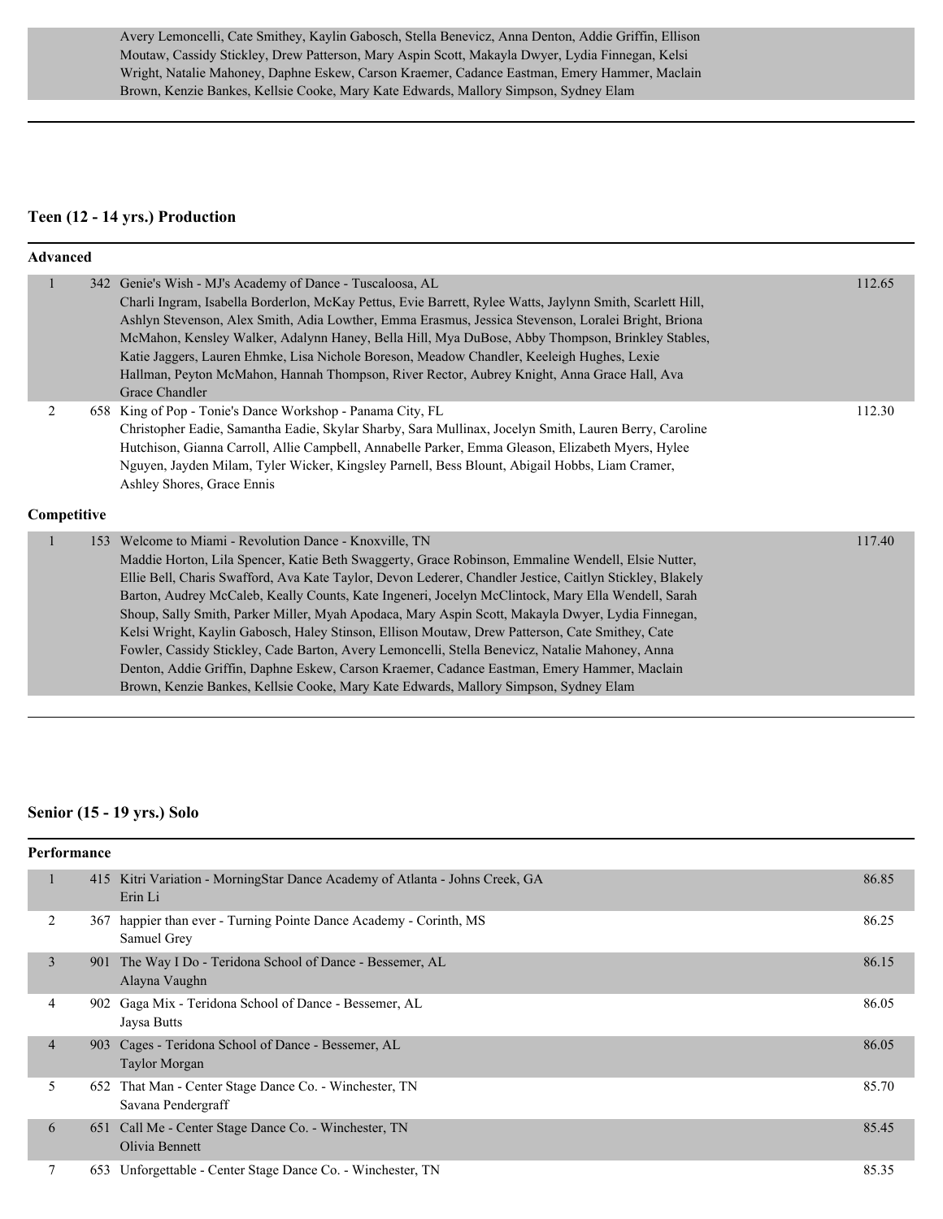Avery Lemoncelli, Cate Smithey, Kaylin Gabosch, Stella Benevicz, Anna Denton, Addie Griffin, Ellison Moutaw, Cassidy Stickley, Drew Patterson, Mary Aspin Scott, Makayla Dwyer, Lydia Finnegan, Kelsi Wright, Natalie Mahoney, Daphne Eskew, Carson Kraemer, Cadance Eastman, Emery Hammer, Maclain Brown, Kenzie Bankes, Kellsie Cooke, Mary Kate Edwards, Mallory Simpson, Sydney Elam

## Teen (12 - 14 yrs.) Production

**Advanced**

| Place | No. | Entry | Score |
|---|---|---|---|
| 1 | 342 | Genie's Wish - MJ's Academy of Dance - Tuscaloosa, AL<br>Charli Ingram, Isabella Borderlon, McKay Pettus, Evie Barrett, Rylee Watts, Jaylynn Smith, Scarlett Hill, Ashlyn Stevenson, Alex Smith, Adia Lowther, Emma Erasmus, Jessica Stevenson, Loralei Bright, Briona McMahon, Kensley Walker, Adalynn Haney, Bella Hill, Mya DuBose, Abby Thompson, Brinkley Stables, Katie Jaggers, Lauren Ehmke, Lisa Nichole Boreson, Meadow Chandler, Keeleigh Hughes, Lexie Hallman, Peyton McMahon, Hannah Thompson, River Rector, Aubrey Knight, Anna Grace Hall, Ava Grace Chandler | 112.65 |
| 2 | 658 | King of Pop - Tonie's Dance Workshop - Panama City, FL<br>Christopher Eadie, Samantha Eadie, Skylar Sharby, Sara Mullinax, Jocelyn Smith, Lauren Berry, Caroline Hutchison, Gianna Carroll, Allie Campbell, Annabelle Parker, Emma Gleason, Elizabeth Myers, Hylee Nguyen, Jayden Milam, Tyler Wicker, Kingsley Parnell, Bess Blount, Abigail Hobbs, Liam Cramer, Ashley Shores, Grace Ennis | 112.30 |

**Competitive**

| Place | No. | Entry | Score |
|---|---|---|---|
| 1 | 153 | Welcome to Miami - Revolution Dance - Knoxville, TN<br>Maddie Horton, Lila Spencer, Katie Beth Swaggerty, Grace Robinson, Emmaline Wendell, Elsie Nutter, Ellie Bell, Charis Swafford, Ava Kate Taylor, Devon Lederer, Chandler Jestice, Caitlyn Stickley, Blakely Barton, Audrey McCaleb, Keally Counts, Kate Ingeneri, Jocelyn McClintock, Mary Ella Wendell, Sarah Shoup, Sally Smith, Parker Miller, Myah Apodaca, Mary Aspin Scott, Makayla Dwyer, Lydia Finnegan, Kelsi Wright, Kaylin Gabosch, Haley Stinson, Ellison Moutaw, Drew Patterson, Cate Smithey, Cate Fowler, Cassidy Stickley, Cade Barton, Avery Lemoncelli, Stella Benevicz, Natalie Mahoney, Anna Denton, Addie Griffin, Daphne Eskew, Carson Kraemer, Cadance Eastman, Emery Hammer, Maclain Brown, Kenzie Bankes, Kellsie Cooke, Mary Kate Edwards, Mallory Simpson, Sydney Elam | 117.40 |

## Senior (15 - 19 yrs.) Solo

**Performance**

| Place | No. | Entry | Score |
|---|---|---|---|
| 1 | 415 | Kitri Variation - MorningStar Dance Academy of Atlanta - Johns Creek, GA<br>Erin Li | 86.85 |
| 2 | 367 | happier than ever - Turning Pointe Dance Academy - Corinth, MS<br>Samuel Grey | 86.25 |
| 3 | 901 | The Way I Do - Teridona School of Dance - Bessemer, AL<br>Alayna Vaughn | 86.15 |
| 4 | 902 | Gaga Mix - Teridona School of Dance - Bessemer, AL<br>Jaysa Butts | 86.05 |
| 4 | 903 | Cages - Teridona School of Dance - Bessemer, AL<br>Taylor Morgan | 86.05 |
| 5 | 652 | That Man - Center Stage Dance Co. - Winchester, TN<br>Savana Pendergraff | 85.70 |
| 6 | 651 | Call Me - Center Stage Dance Co. - Winchester, TN<br>Olivia Bennett | 85.45 |
| 7 | 653 | Unforgettable - Center Stage Dance Co. - Winchester, TN | 85.35 |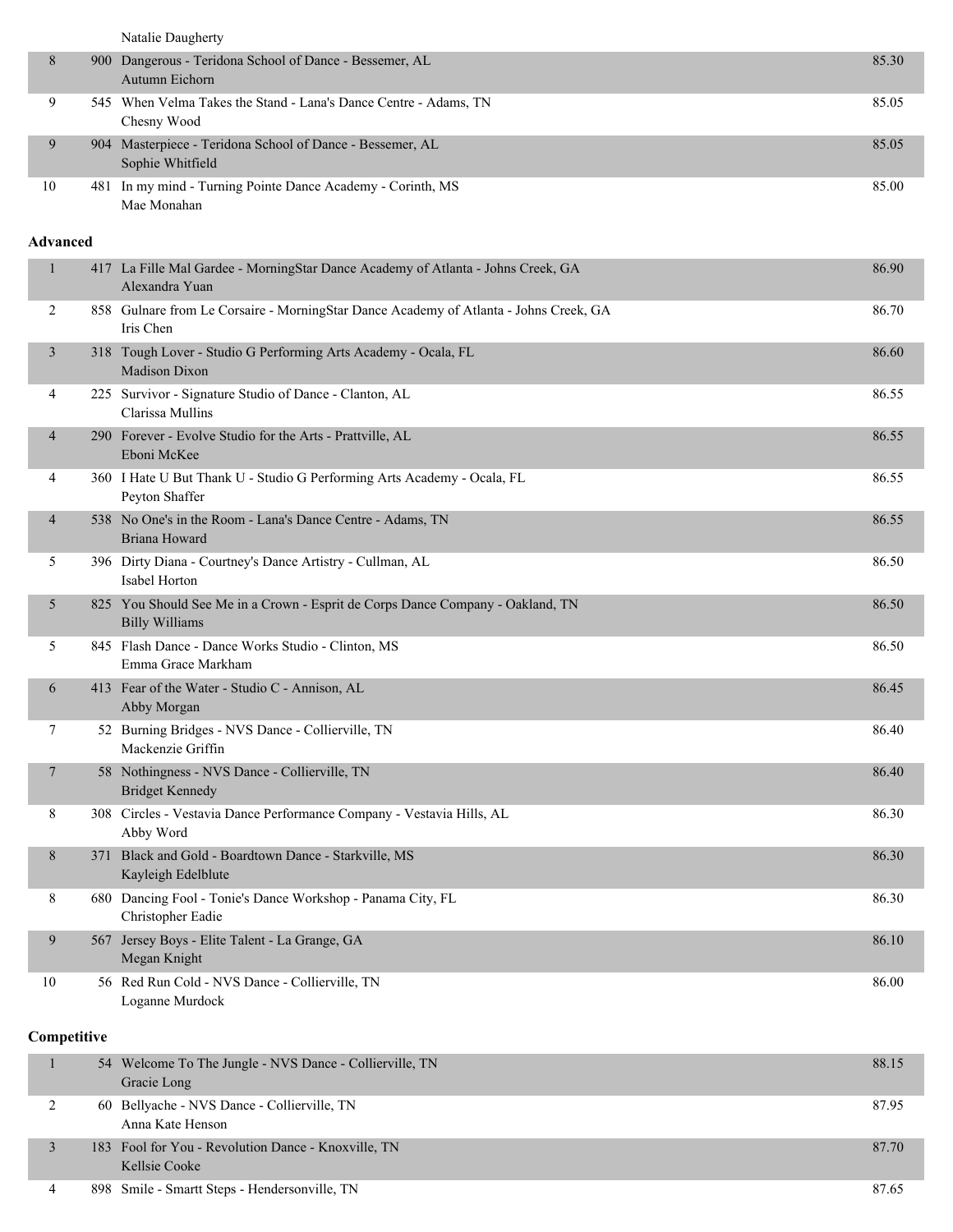| | | | |
|---|---|---|---|
| | | Natalie Daugherty | |
| 8 | 900 | Dangerous - Teridona School of Dance - Bessemer, AL<br>Autumn Eichorn | 85.30 |
| 9 | 545 | When Velma Takes the Stand - Lana's Dance Centre - Adams, TN<br>Chesny Wood | 85.05 |
| 9 | 904 | Masterpiece - Teridona School of Dance - Bessemer, AL<br>Sophie Whitfield | 85.05 |
| 10 | 481 | In my mind - Turning Pointe Dance Academy - Corinth, MS<br>Mae Monahan | 85.00 |

**Advanced**

| | | | |
|---|---|---|---|
| 1 | 417 | La Fille Mal Gardee - MorningStar Dance Academy of Atlanta - Johns Creek, GA<br>Alexandra Yuan | 86.90 |
| 2 | 858 | Gulnare from Le Corsaire - MorningStar Dance Academy of Atlanta - Johns Creek, GA<br>Iris Chen | 86.70 |
| 3 | 318 | Tough Lover - Studio G Performing Arts Academy - Ocala, FL<br>Madison Dixon | 86.60 |
| 4 | 225 | Survivor - Signature Studio of Dance - Clanton, AL<br>Clarissa Mullins | 86.55 |
| 4 | 290 | Forever - Evolve Studio for the Arts - Prattville, AL<br>Eboni McKee | 86.55 |
| 4 | 360 | I Hate U But Thank U - Studio G Performing Arts Academy - Ocala, FL<br>Peyton Shaffer | 86.55 |
| 4 | 538 | No One's in the Room - Lana's Dance Centre - Adams, TN<br>Briana Howard | 86.55 |
| 5 | 396 | Dirty Diana - Courtney's Dance Artistry - Cullman, AL<br>Isabel Horton | 86.50 |
| 5 | 825 | You Should See Me in a Crown - Esprit de Corps Dance Company - Oakland, TN<br>Billy Williams | 86.50 |
| 5 | 845 | Flash Dance - Dance Works Studio - Clinton, MS<br>Emma Grace Markham | 86.50 |
| 6 | 413 | Fear of the Water - Studio C - Annison, AL<br>Abby Morgan | 86.45 |
| 7 | 52 | Burning Bridges - NVS Dance - Collierville, TN<br>Mackenzie Griffin | 86.40 |
| 7 | 58 | Nothingness - NVS Dance - Collierville, TN<br>Bridget Kennedy | 86.40 |
| 8 | 308 | Circles - Vestavia Dance Performance Company - Vestavia Hills, AL<br>Abby Word | 86.30 |
| 8 | 371 | Black and Gold - Boardtown Dance - Starkville, MS<br>Kayleigh Edelblute | 86.30 |
| 8 | 680 | Dancing Fool - Tonie's Dance Workshop - Panama City, FL<br>Christopher Eadie | 86.30 |
| 9 | 567 | Jersey Boys - Elite Talent - La Grange, GA<br>Megan Knight | 86.10 |
| 10 | 56 | Red Run Cold - NVS Dance - Collierville, TN<br>Loganne Murdock | 86.00 |

**Competitive**

| | | | |
|---|---|---|---|
| 1 | 54 | Welcome To The Jungle - NVS Dance - Collierville, TN<br>Gracie Long | 88.15 |
| 2 | 60 | Bellyache - NVS Dance - Collierville, TN<br>Anna Kate Henson | 87.95 |
| 3 | 183 | Fool for You - Revolution Dance - Knoxville, TN<br>Kellsie Cooke | 87.70 |
| 4 | 898 | Smile - Smartt Steps - Hendersonville, TN | 87.65 |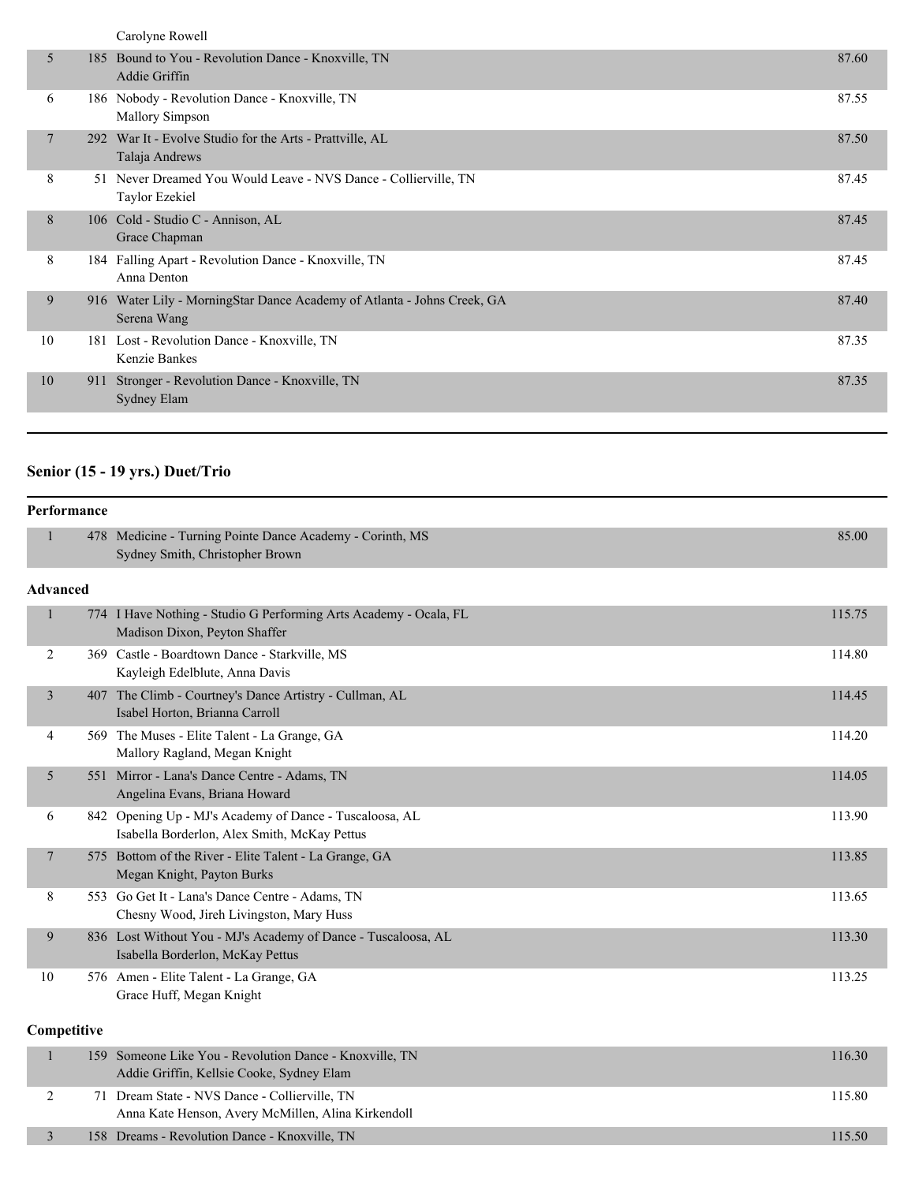| | | | |
|---|---|---|---|
| | | Carolyne Rowell | |
| 5 | 185 | Bound to You - Revolution Dance - Knoxville, TN<br>Addie Griffin | 87.60 |
| 6 | 186 | Nobody - Revolution Dance - Knoxville, TN<br>Mallory Simpson | 87.55 |
| 7 | 292 | War It - Evolve Studio for the Arts - Prattville, AL<br>Talaja Andrews | 87.50 |
| 8 | 51 | Never Dreamed You Would Leave - NVS Dance - Collierville, TN<br>Taylor Ezekiel | 87.45 |
| 8 | 106 | Cold - Studio C - Annison, AL<br>Grace Chapman | 87.45 |
| 8 | 184 | Falling Apart - Revolution Dance - Knoxville, TN<br>Anna Denton | 87.45 |
| 9 | 916 | Water Lily - MorningStar Dance Academy of Atlanta - Johns Creek, GA<br>Serena Wang | 87.40 |
| 10 | 181 | Lost - Revolution Dance - Knoxville, TN<br>Kenzie Bankes | 87.35 |
| 10 | 911 | Stronger - Revolution Dance - Knoxville, TN<br>Sydney Elam | 87.35 |

## Senior (15 - 19 yrs.) Duet/Trio

### Performance

| | | | |
|---|---|---|---|
| 1 | 478 | Medicine - Turning Pointe Dance Academy - Corinth, MS<br>Sydney Smith, Christopher Brown | 85.00 |

### Advanced

| | | | |
|---|---|---|---|
| 1 | 774 | I Have Nothing - Studio G Performing Arts Academy - Ocala, FL<br>Madison Dixon, Peyton Shaffer | 115.75 |
| 2 | 369 | Castle - Boardtown Dance - Starkville, MS<br>Kayleigh Edelblute, Anna Davis | 114.80 |
| 3 | 407 | The Climb - Courtney's Dance Artistry - Cullman, AL<br>Isabel Horton, Brianna Carroll | 114.45 |
| 4 | 569 | The Muses - Elite Talent - La Grange, GA<br>Mallory Ragland, Megan Knight | 114.20 |
| 5 | 551 | Mirror - Lana's Dance Centre - Adams, TN<br>Angelina Evans, Briana Howard | 114.05 |
| 6 | 842 | Opening Up - MJ's Academy of Dance - Tuscaloosa, AL<br>Isabella Borderlon, Alex Smith, McKay Pettus | 113.90 |
| 7 | 575 | Bottom of the River - Elite Talent - La Grange, GA<br>Megan Knight, Payton Burks | 113.85 |
| 8 | 553 | Go Get It - Lana's Dance Centre - Adams, TN<br>Chesny Wood, Jireh Livingston, Mary Huss | 113.65 |
| 9 | 836 | Lost Without You - MJ's Academy of Dance - Tuscaloosa, AL<br>Isabella Borderlon, McKay Pettus | 113.30 |
| 10 | 576 | Amen - Elite Talent - La Grange, GA<br>Grace Huff, Megan Knight | 113.25 |

### Competitive

| | | | |
|---|---|---|---|
| 1 | 159 | Someone Like You - Revolution Dance - Knoxville, TN<br>Addie Griffin, Kellsie Cooke, Sydney Elam | 116.30 |
| 2 | 71 | Dream State - NVS Dance - Collierville, TN<br>Anna Kate Henson, Avery McMillen, Alina Kirkendoll | 115.80 |
| 3 | 158 | Dreams - Revolution Dance - Knoxville, TN | 115.50 |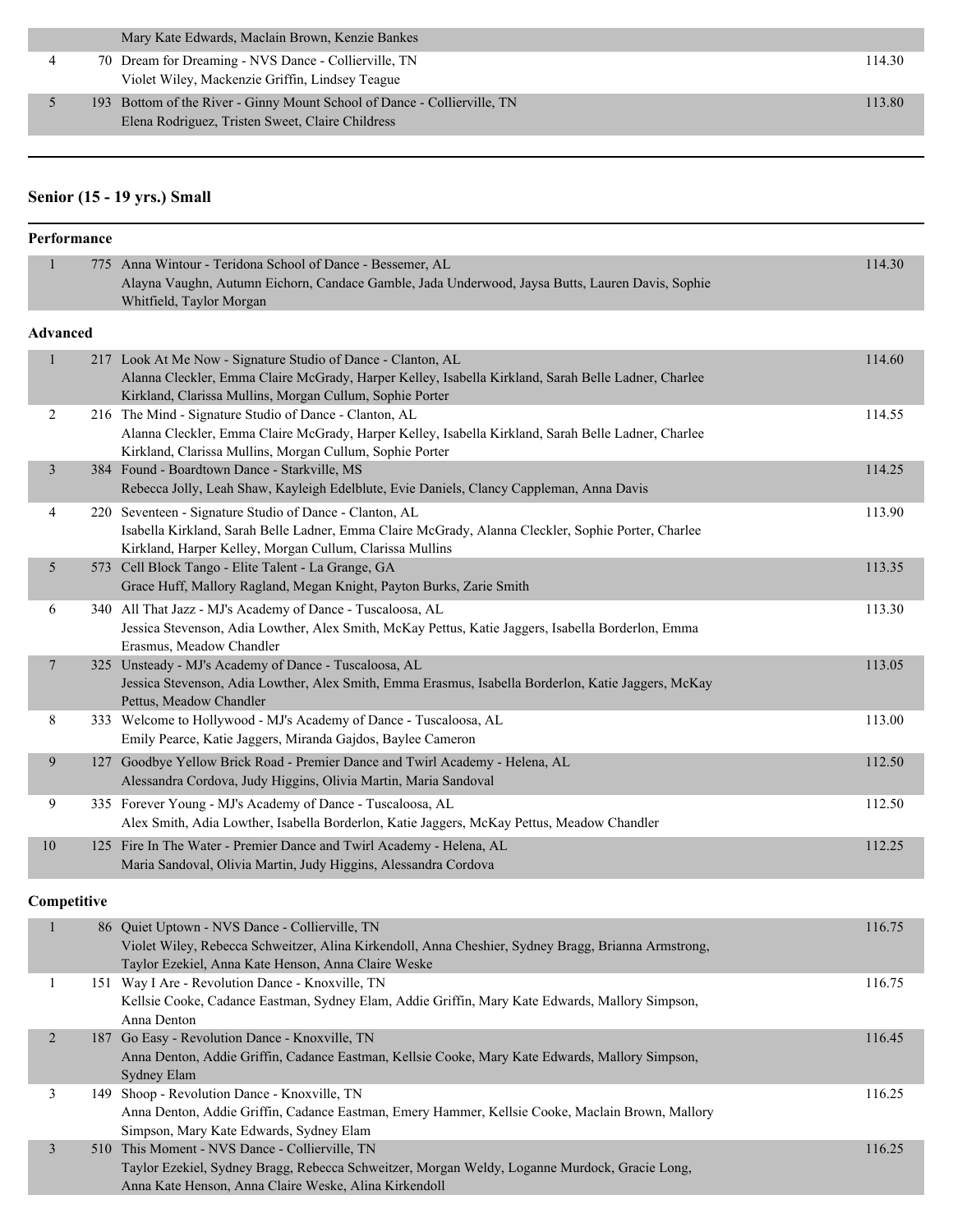| | | | |
|---|---|---|---|
| | | Mary Kate Edwards, Maclain Brown, Kenzie Bankes | |
| 4 | 70 | Dream for Dreaming - NVS Dance - Collierville, TN<br>Violet Wiley, Mackenzie Griffin, Lindsey Teague | 114.30 |
| 5 | 193 | Bottom of the River - Ginny Mount School of Dance - Collierville, TN<br>Elena Rodriguez, Tristen Sweet, Claire Childress | 113.80 |

## Senior (15 - 19 yrs.) Small

### Performance

| | | | |
|---|---|---|---|
| 1 | 775 | Anna Wintour - Teridona School of Dance - Bessemer, AL<br>Alayna Vaughn, Autumn Eichorn, Candace Gamble, Jada Underwood, Jaysa Butts, Lauren Davis, Sophie Whitfield, Taylor Morgan | 114.30 |

### Advanced

| | | | |
|---|---|---|---|
| 1 | 217 | Look At Me Now - Signature Studio of Dance - Clanton, AL<br>Alanna Cleckler, Emma Claire McGrady, Harper Kelley, Isabella Kirkland, Sarah Belle Ladner, Charlee Kirkland, Clarissa Mullins, Morgan Cullum, Sophie Porter | 114.60 |
| 2 | 216 | The Mind - Signature Studio of Dance - Clanton, AL<br>Alanna Cleckler, Emma Claire McGrady, Harper Kelley, Isabella Kirkland, Sarah Belle Ladner, Charlee Kirkland, Clarissa Mullins, Morgan Cullum, Sophie Porter | 114.55 |
| 3 | 384 | Found - Boardtown Dance - Starkville, MS<br>Rebecca Jolly, Leah Shaw, Kayleigh Edelblute, Evie Daniels, Clancy Cappleman, Anna Davis | 114.25 |
| 4 | 220 | Seventeen - Signature Studio of Dance - Clanton, AL<br>Isabella Kirkland, Sarah Belle Ladner, Emma Claire McGrady, Alanna Cleckler, Sophie Porter, Charlee Kirkland, Harper Kelley, Morgan Cullum, Clarissa Mullins | 113.90 |
| 5 | 573 | Cell Block Tango - Elite Talent - La Grange, GA<br>Grace Huff, Mallory Ragland, Megan Knight, Payton Burks, Zarie Smith | 113.35 |
| 6 | 340 | All That Jazz - MJ's Academy of Dance - Tuscaloosa, AL<br>Jessica Stevenson, Adia Lowther, Alex Smith, McKay Pettus, Katie Jaggers, Isabella Borderlon, Emma Erasmus, Meadow Chandler | 113.30 |
| 7 | 325 | Unsteady - MJ's Academy of Dance - Tuscaloosa, AL<br>Jessica Stevenson, Adia Lowther, Alex Smith, Emma Erasmus, Isabella Borderlon, Katie Jaggers, McKay Pettus, Meadow Chandler | 113.05 |
| 8 | 333 | Welcome to Hollywood - MJ's Academy of Dance - Tuscaloosa, AL<br>Emily Pearce, Katie Jaggers, Miranda Gajdos, Baylee Cameron | 113.00 |
| 9 | 127 | Goodbye Yellow Brick Road - Premier Dance and Twirl Academy - Helena, AL<br>Alessandra Cordova, Judy Higgins, Olivia Martin, Maria Sandoval | 112.50 |
| 9 | 335 | Forever Young - MJ's Academy of Dance - Tuscaloosa, AL<br>Alex Smith, Adia Lowther, Isabella Borderlon, Katie Jaggers, McKay Pettus, Meadow Chandler | 112.50 |
| 10 | 125 | Fire In The Water - Premier Dance and Twirl Academy - Helena, AL<br>Maria Sandoval, Olivia Martin, Judy Higgins, Alessandra Cordova | 112.25 |

### Competitive

| | | | |
|---|---|---|---|
| 1 | 86 | Quiet Uptown - NVS Dance - Collierville, TN<br>Violet Wiley, Rebecca Schweitzer, Alina Kirkendoll, Anna Cheshier, Sydney Bragg, Brianna Armstrong, Taylor Ezekiel, Anna Kate Henson, Anna Claire Weske | 116.75 |
| 1 | 151 | Way I Are - Revolution Dance - Knoxville, TN<br>Kellsie Cooke, Cadance Eastman, Sydney Elam, Addie Griffin, Mary Kate Edwards, Mallory Simpson, Anna Denton | 116.75 |
| 2 | 187 | Go Easy - Revolution Dance - Knoxville, TN<br>Anna Denton, Addie Griffin, Cadance Eastman, Kellsie Cooke, Mary Kate Edwards, Mallory Simpson, Sydney Elam | 116.45 |
| 3 | 149 | Shoop - Revolution Dance - Knoxville, TN<br>Anna Denton, Addie Griffin, Cadance Eastman, Emery Hammer, Kellsie Cooke, Maclain Brown, Mallory Simpson, Mary Kate Edwards, Sydney Elam | 116.25 |
| 3 | 510 | This Moment - NVS Dance - Collierville, TN<br>Taylor Ezekiel, Sydney Bragg, Rebecca Schweitzer, Morgan Weldy, Loganne Murdock, Gracie Long, Anna Kate Henson, Anna Claire Weske, Alina Kirkendoll | 116.25 |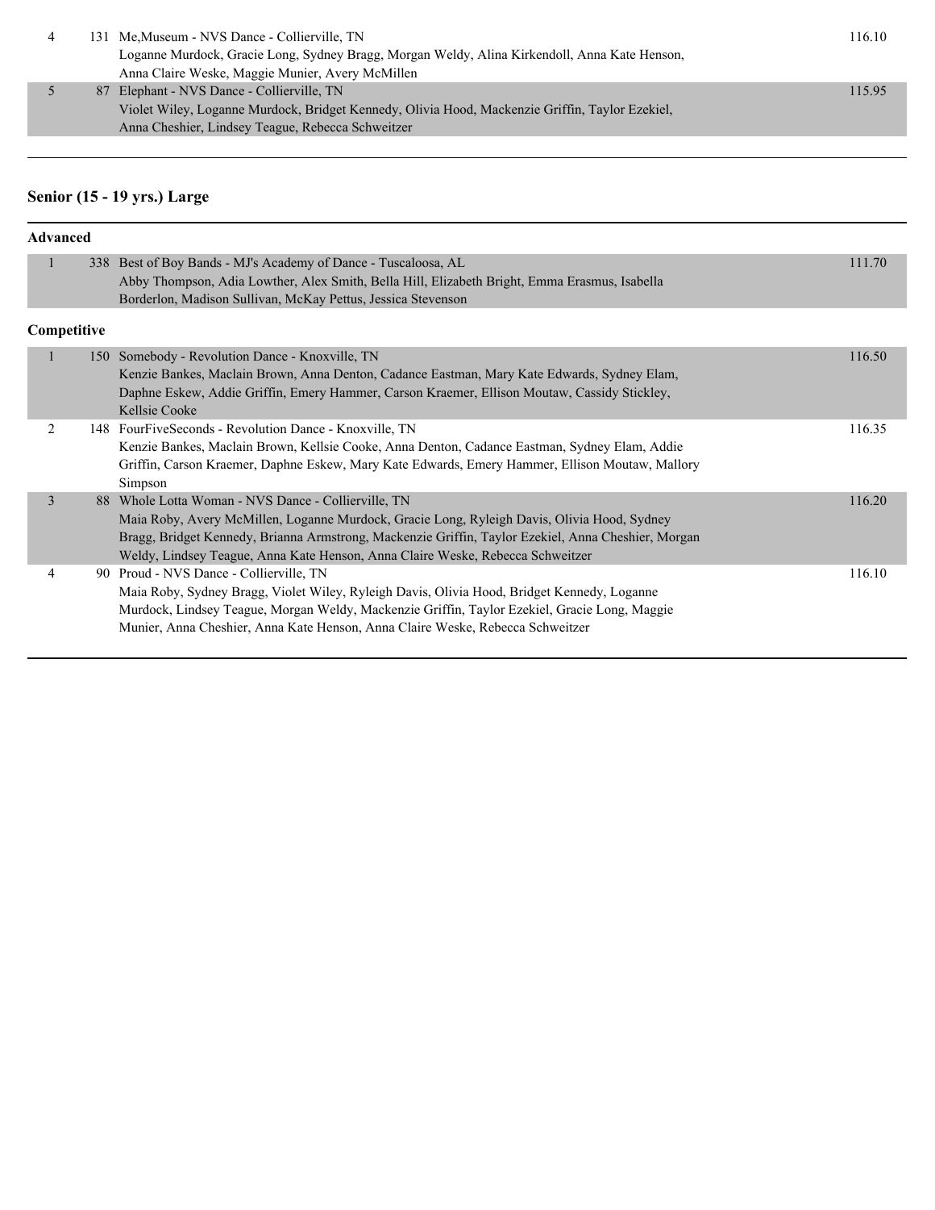| | | | |
|---|---|---|---|
| 4 | 131 | Me,Museum - NVS Dance - Collierville, TN<br>Loganne Murdock, Gracie Long, Sydney Bragg, Morgan Weldy, Alina Kirkendoll, Anna Kate Henson, Anna Claire Weske, Maggie Munier, Avery McMillen | 116.10 |
| 5 | 87 | Elephant - NVS Dance - Collierville, TN<br>Violet Wiley, Loganne Murdock, Bridget Kennedy, Olivia Hood, Mackenzie Griffin, Taylor Ezekiel, Anna Cheshier, Lindsey Teague, Rebecca Schweitzer | 115.95 |

## Senior (15 - 19 yrs.) Large

### Advanced

| | | | |
|---|---|---|---|
| 1 | 338 | Best of Boy Bands - MJ's Academy of Dance - Tuscaloosa, AL<br>Abby Thompson, Adia Lowther, Alex Smith, Bella Hill, Elizabeth Bright, Emma Erasmus, Isabella Borderlon, Madison Sullivan, McKay Pettus, Jessica Stevenson | 111.70 |

### Competitive

| | | | |
|---|---|---|---|
| 1 | 150 | Somebody - Revolution Dance - Knoxville, TN<br>Kenzie Bankes, Maclain Brown, Anna Denton, Cadance Eastman, Mary Kate Edwards, Sydney Elam, Daphne Eskew, Addie Griffin, Emery Hammer, Carson Kraemer, Ellison Moutaw, Cassidy Stickley, Kellsie Cooke | 116.50 |
| 2 | 148 | FourFiveSeconds - Revolution Dance - Knoxville, TN<br>Kenzie Bankes, Maclain Brown, Kellsie Cooke, Anna Denton, Cadance Eastman, Sydney Elam, Addie Griffin, Carson Kraemer, Daphne Eskew, Mary Kate Edwards, Emery Hammer, Ellison Moutaw, Mallory Simpson | 116.35 |
| 3 | 88 | Whole Lotta Woman - NVS Dance - Collierville, TN<br>Maia Roby, Avery McMillen, Loganne Murdock, Gracie Long, Ryleigh Davis, Olivia Hood, Sydney Bragg, Bridget Kennedy, Brianna Armstrong, Mackenzie Griffin, Taylor Ezekiel, Anna Cheshier, Morgan Weldy, Lindsey Teague, Anna Kate Henson, Anna Claire Weske, Rebecca Schweitzer | 116.20 |
| 4 | 90 | Proud - NVS Dance - Collierville, TN<br>Maia Roby, Sydney Bragg, Violet Wiley, Ryleigh Davis, Olivia Hood, Bridget Kennedy, Loganne Murdock, Lindsey Teague, Morgan Weldy, Mackenzie Griffin, Taylor Ezekiel, Gracie Long, Maggie Munier, Anna Cheshier, Anna Kate Henson, Anna Claire Weske, Rebecca Schweitzer | 116.10 |